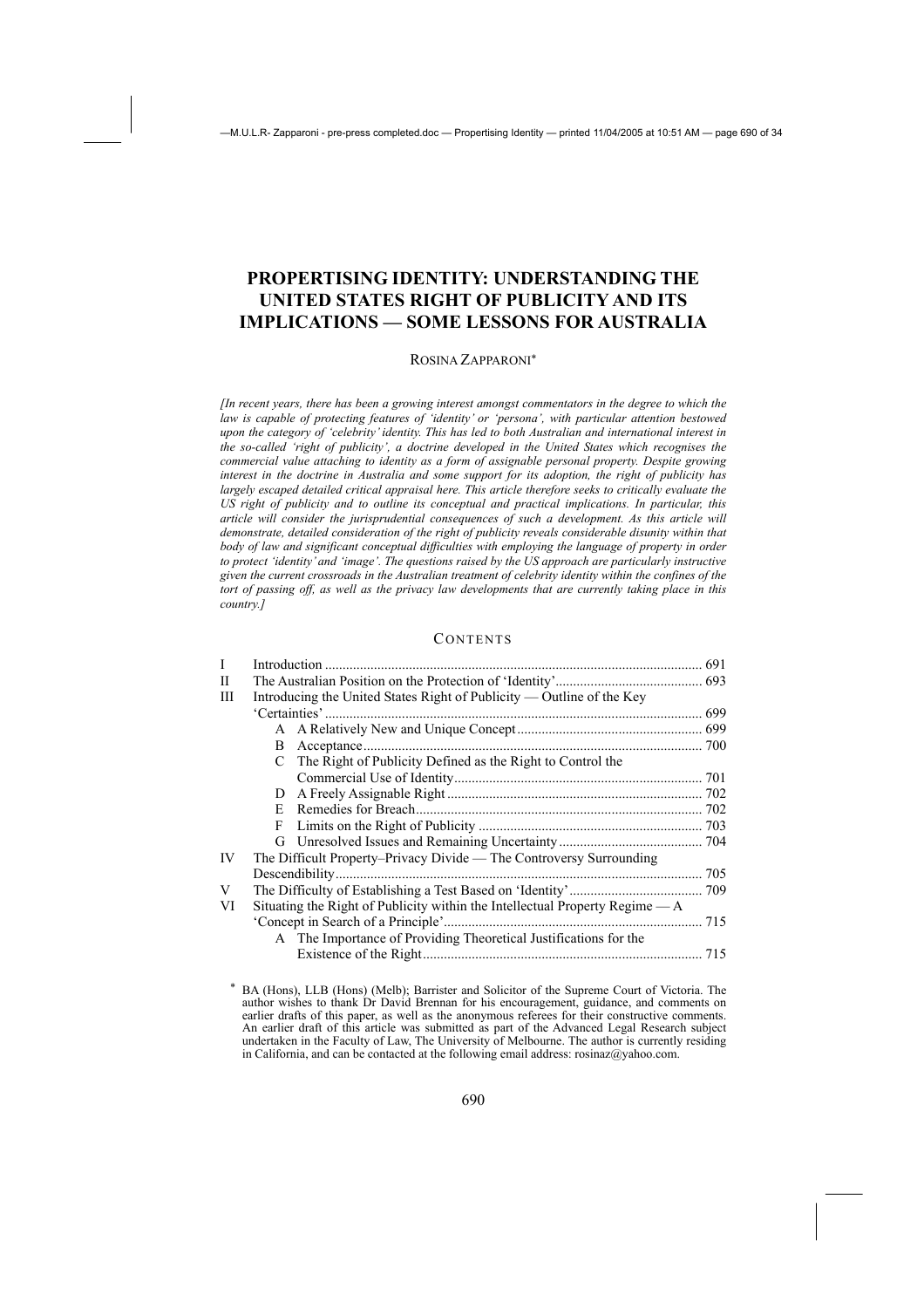# PROPERTISING IDENTITY: UNDERSTANDING THE UNITED STATES RIGHT OF PUBLICITY AND ITS IMPLICATIONS — SOME LESSONS FOR AUSTRALIA

ROSINA ZAPPARONI*

*[In recent years, there has been a growing interest amongst commentators in the degree to which the law is capable of protecting features of 'identity' or 'persona', with particular attention bestowed upon the category of 'celebrity' identity. This has led to both Australian and international interest in the so-called 'right of publicity', a doctrine developed in the United States which recognises the commercial value attaching to identity as a form of assignable personal property. Despite growing interest in the doctrine in Australia and some support for its adoption, the right of publicity has largely escaped detailed critical appraisal here. This article therefore seeks to critically evaluate the US right of publicity and to outline its conceptual and practical implications. In particular, this article will consider the jurisprudential consequences of such a development. As this article will demonstrate, detailed consideration of the right of publicity reveals considerable disunity within that body of law and significant conceptual difficulties with employing the language of property in order to protect 'identity' and 'image'. The questions raised by the US approach are particularly instructive given the current crossroads in the Australian treatment of celebrity identity within the confines of the tort of passing off, as well as the privacy law developments that are currently taking place in this country.]*

## CONTENTS

| | | |
|---|---|---|
| I | Introduction | 691 |
| II | The Australian Position on the Protection of 'Identity' | 693 |
| III | Introducing the United States Right of Publicity — Outline of the Key 'Certainties' | 699 |
| | A A Relatively New and Unique Concept | 699 |
| | B Acceptance | 700 |
| | C The Right of Publicity Defined as the Right to Control the Commercial Use of Identity | 701 |
| | D A Freely Assignable Right | 702 |
| | E Remedies for Breach | 702 |
| | F Limits on the Right of Publicity | 703 |
| | G Unresolved Issues and Remaining Uncertainty | 704 |
| IV | The Difficult Property–Privacy Divide — The Controversy Surrounding Descendibility | 705 |
| V | The Difficulty of Establishing a Test Based on 'Identity' | 709 |
| VI | Situating the Right of Publicity within the Intellectual Property Regime — A 'Concept in Search of a Principle' | 715 |
| | A The Importance of Providing Theoretical Justifications for the Existence of the Right | 715 |

\* BA (Hons), LLB (Hons) (Melb); Barrister and Solicitor of the Supreme Court of Victoria. The author wishes to thank Dr David Brennan for his encouragement, guidance, and comments on earlier drafts of this paper, as well as the anonymous referees for their constructive comments. An earlier draft of this article was submitted as part of the Advanced Legal Research subject undertaken in the Faculty of Law, The University of Melbourne. The author is currently residing in California, and can be contacted at the following email address: rosinaz@yahoo.com.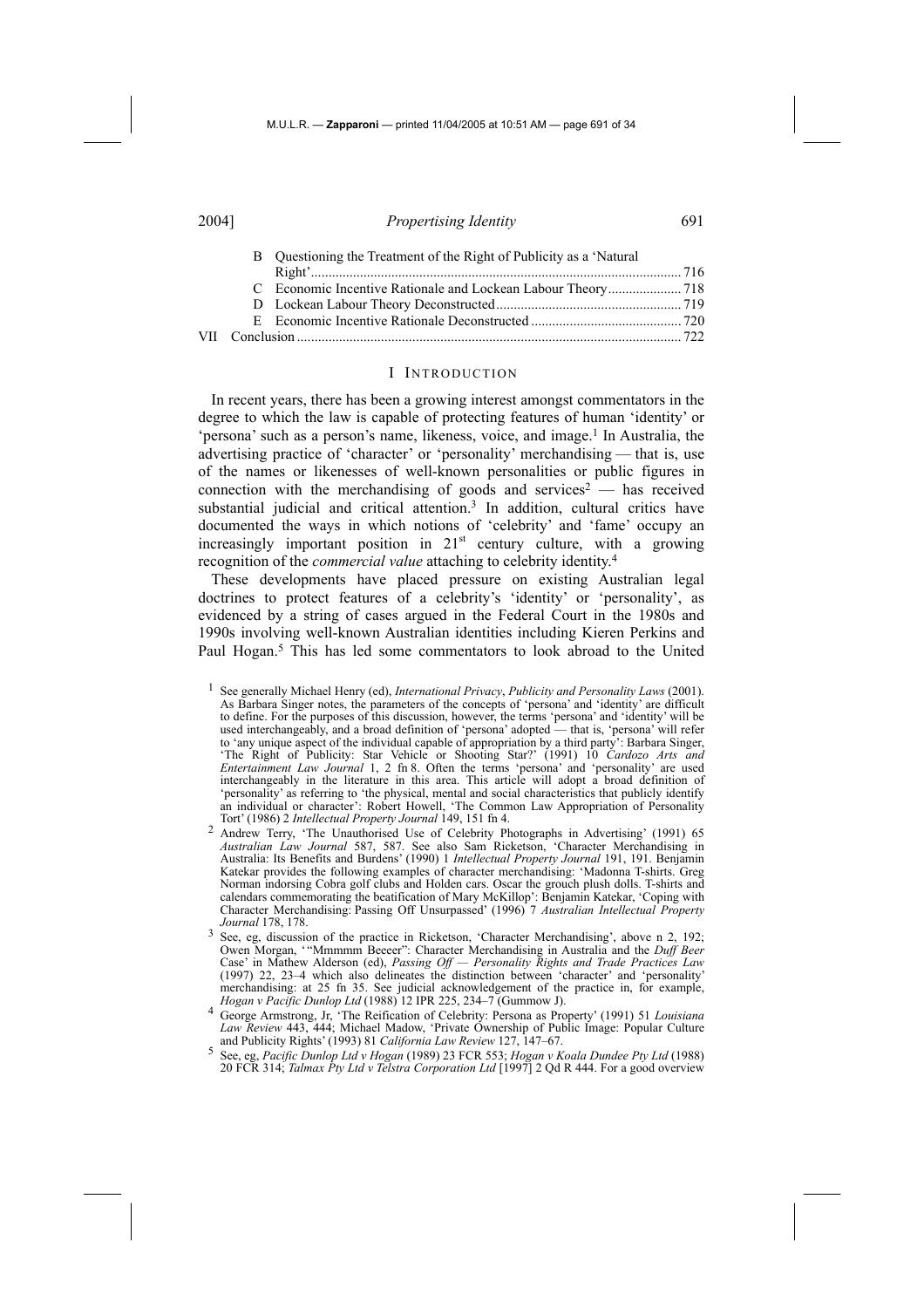B Questioning the Treatment of the Right of Publicity as a 'Natural Right' ........ 716
C Economic Incentive Rationale and Lockean Labour Theory ........ 718
D Lockean Labour Theory Deconstructed ........ 719
E Economic Incentive Rationale Deconstructed ........ 720
VII Conclusion ........ 722

## I INTRODUCTION

In recent years, there has been a growing interest amongst commentators in the degree to which the law is capable of protecting features of human 'identity' or 'persona' such as a person's name, likeness, voice, and image.[1] In Australia, the advertising practice of 'character' or 'personality' merchandising — that is, use of the names or likenesses of well-known personalities or public figures in connection with the merchandising of goods and services[2] — has received substantial judicial and critical attention.[3] In addition, cultural critics have documented the ways in which notions of 'celebrity' and 'fame' occupy an increasingly important position in 21st century culture, with a growing recognition of the *commercial value* attaching to celebrity identity.[4]

These developments have placed pressure on existing Australian legal doctrines to protect features of a celebrity's 'identity' or 'personality', as evidenced by a string of cases argued in the Federal Court in the 1980s and 1990s involving well-known Australian identities including Kieren Perkins and Paul Hogan.[5] This has led some commentators to look abroad to the United

---

[1] See generally Michael Henry (ed), *International Privacy, Publicity and Personality Laws* (2001). As Barbara Singer notes, the parameters of the concepts of 'persona' and 'identity' are difficult to define. For the purposes of this discussion, however, the terms 'persona' and 'identity' will be used interchangeably, and a broad definition of 'persona' adopted — that is, 'persona' will refer to 'any unique aspect of the individual capable of appropriation by a third party': Barbara Singer, 'The Right of Publicity: Star Vehicle or Shooting Star?' (1991) 10 *Cardozo Arts and Entertainment Law Journal* 1, 2 fn 8. Often the terms 'persona' and 'personality' are used interchangeably in the literature in this area. This article will adopt a broad definition of 'personality' as referring to 'the physical, mental and social characteristics that publicly identify an individual or character': Robert Howell, 'The Common Law Appropriation of Personality Tort' (1986) 2 *Intellectual Property Journal* 149, 151 fn 4.

[2] Andrew Terry, 'The Unauthorised Use of Celebrity Photographs in Advertising' (1991) 65 *Australian Law Journal* 587, 587. See also Sam Ricketson, 'Character Merchandising in Australia: Its Benefits and Burdens' (1990) 1 *Intellectual Property Journal* 191, 191. Benjamin Katekar provides the following examples of character merchandising: 'Madonna T-shirts. Greg Norman indorsing Cobra golf clubs and Holden cars. Oscar the grouch plush dolls. T-shirts and calendars commemorating the beatification of Mary McKillop': Benjamin Katekar, 'Coping with Character Merchandising: Passing Off Unsurpassed' (1996) 7 *Australian Intellectual Property Journal* 178, 178.

[3] See, eg, discussion of the practice in Ricketson, 'Character Merchandising', above n 2, 192; Owen Morgan, '"Mmmmm Beeeer": Character Merchandising in Australia and the *Duff Beer* Case' in Mathew Alderson (ed), *Passing Off — Personality Rights and Trade Practices Law* (1997) 22, 23–4 which also delineates the distinction between 'character' and 'personality' merchandising: at 25 fn 35. See judicial acknowledgement of the practice in, for example, *Hogan v Pacific Dunlop Ltd* (1988) 12 IPR 225, 234–7 (Gummow J).

[4] George Armstrong, Jr, 'The Reification of Celebrity: Persona as Property' (1991) 51 *Louisiana Law Review* 443, 444; Michael Madow, 'Private Ownership of Public Image: Popular Culture and Publicity Rights' (1993) 81 *California Law Review* 127, 147–67.

[5] See, eg, *Pacific Dunlop Ltd v Hogan* (1989) 23 FCR 553; *Hogan v Koala Dundee Pty Ltd* (1988) 20 FCR 314; *Talmax Pty Ltd v Telstra Corporation Ltd* [1997] 2 Qd R 444. For a good overview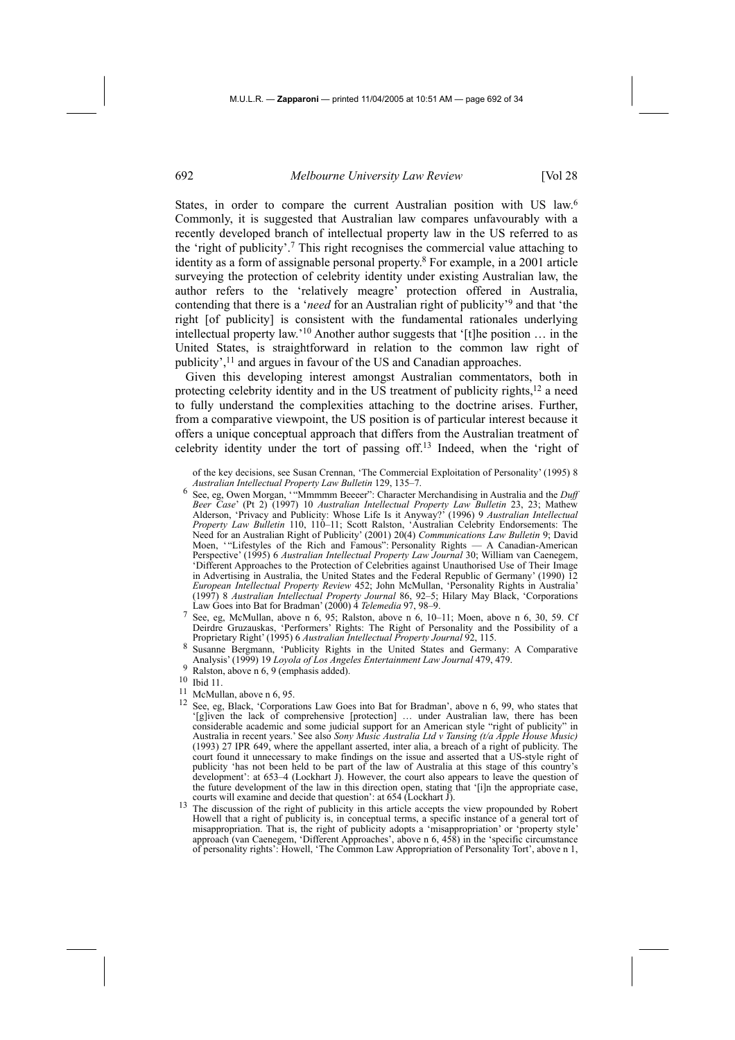States, in order to compare the current Australian position with US law.[6] Commonly, it is suggested that Australian law compares unfavourably with a recently developed branch of intellectual property law in the US referred to as the 'right of publicity'.[7] This right recognises the commercial value attaching to identity as a form of assignable personal property.[8] For example, in a 2001 article surveying the protection of celebrity identity under existing Australian law, the author refers to the 'relatively meagre' protection offered in Australia, contending that there is a '*need* for an Australian right of publicity'[9] and that 'the right [of publicity] is consistent with the fundamental rationales underlying intellectual property law.'[10] Another author suggests that '[t]he position … in the United States, is straightforward in relation to the common law right of publicity',[11] and argues in favour of the US and Canadian approaches.

Given this developing interest amongst Australian commentators, both in protecting celebrity identity and in the US treatment of publicity rights,[12] a need to fully understand the complexities attaching to the doctrine arises. Further, from a comparative viewpoint, the US position is of particular interest because it offers a unique conceptual approach that differs from the Australian treatment of celebrity identity under the tort of passing off.[13] Indeed, when the 'right of

---

of the key decisions, see Susan Crennan, 'The Commercial Exploitation of Personality' (1995) 8 *Australian Intellectual Property Law Bulletin* 129, 135–7.

[6] See, eg, Owen Morgan, '"Mmmmm Beeeer": Character Merchandising in Australia and the *Duff Beer Case*' (Pt 2) (1997) 10 *Australian Intellectual Property Law Bulletin* 23, 23; Mathew Alderson, 'Privacy and Publicity: Whose Life Is it Anyway?' (1996) 9 *Australian Intellectual Property Law Bulletin* 110, 110–11; Scott Ralston, 'Australian Celebrity Endorsements: The Need for an Australian Right of Publicity' (2001) 20(4) *Communications Law Bulletin* 9; David Moen, '"Lifestyles of the Rich and Famous": Personality Rights — A Canadian-American Perspective' (1995) 6 *Australian Intellectual Property Law Journal* 30; William van Caenegem, 'Different Approaches to the Protection of Celebrities against Unauthorised Use of Their Image in Advertising in Australia, the United States and the Federal Republic of Germany' (1990) 12 *European Intellectual Property Review* 452; John McMullan, 'Personality Rights in Australia' (1997) 8 *Australian Intellectual Property Journal* 86, 92–5; Hilary May Black, 'Corporations Law Goes into Bat for Bradman' (2000) 4 *Telemedia* 97, 98–9.

[7] See, eg, McMullan, above n 6, 95; Ralston, above n 6, 10–11; Moen, above n 6, 30, 59. Cf Deirdre Gruzauskas, 'Performers' Rights: The Right of Personality and the Possibility of a Proprietary Right' (1995) 6 *Australian Intellectual Property Journal* 92, 115.

[8] Susanne Bergmann, 'Publicity Rights in the United States and Germany: A Comparative Analysis' (1999) 19 *Loyola of Los Angeles Entertainment Law Journal* 479, 479.

[9] Ralston, above n 6, 9 (emphasis added).

[10] Ibid 11.

[11] McMullan, above n 6, 95.

[12] See, eg, Black, 'Corporations Law Goes into Bat for Bradman', above n 6, 99, who states that '[g]iven the lack of comprehensive [protection] … under Australian law, there has been considerable academic and some judicial support for an American style "right of publicity" in Australia in recent years.' See also *Sony Music Australia Ltd v Tansing (t/a Apple House Music)* (1993) 27 IPR 649, where the appellant asserted, inter alia, a breach of a right of publicity. The court found it unnecessary to make findings on the issue and asserted that a US-style right of publicity 'has not been held to be part of the law of Australia at this stage of this country's development': at 653–4 (Lockhart J). However, the court also appears to leave the question of the future development of the law in this direction open, stating that '[i]n the appropriate case, courts will examine and decide that question': at 654 (Lockhart J).

[13] The discussion of the right of publicity in this article accepts the view propounded by Robert Howell that a right of publicity is, in conceptual terms, a specific instance of a general tort of misappropriation. That is, the right of publicity adopts a 'misappropriation' or 'property style' approach (van Caenegem, 'Different Approaches', above n 6, 458) in the 'specific circumstance of personality rights': Howell, 'The Common Law Appropriation of Personality Tort', above n 1,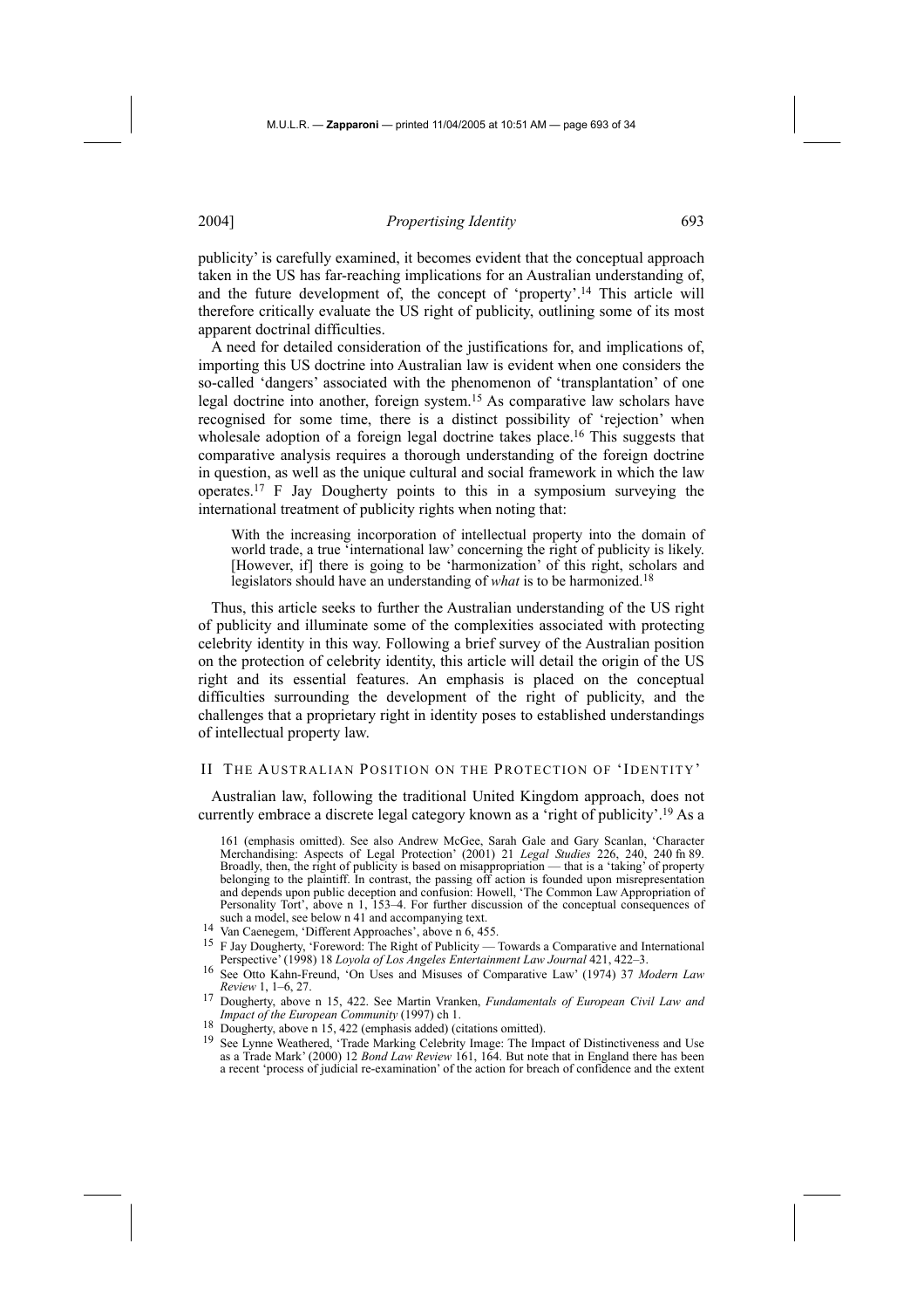publicity' is carefully examined, it becomes evident that the conceptual approach taken in the US has far-reaching implications for an Australian understanding of, and the future development of, the concept of 'property'.[14] This article will therefore critically evaluate the US right of publicity, outlining some of its most apparent doctrinal difficulties.

A need for detailed consideration of the justifications for, and implications of, importing this US doctrine into Australian law is evident when one considers the so-called 'dangers' associated with the phenomenon of 'transplantation' of one legal doctrine into another, foreign system.[15] As comparative law scholars have recognised for some time, there is a distinct possibility of 'rejection' when wholesale adoption of a foreign legal doctrine takes place.[16] This suggests that comparative analysis requires a thorough understanding of the foreign doctrine in question, as well as the unique cultural and social framework in which the law operates.[17] F Jay Dougherty points to this in a symposium surveying the international treatment of publicity rights when noting that:

> With the increasing incorporation of intellectual property into the domain of world trade, a true 'international law' concerning the right of publicity is likely. [However, if] there is going to be 'harmonization' of this right, scholars and legislators should have an understanding of *what* is to be harmonized.[18]

Thus, this article seeks to further the Australian understanding of the US right of publicity and illuminate some of the complexities associated with protecting celebrity identity in this way. Following a brief survey of the Australian position on the protection of celebrity identity, this article will detail the origin of the US right and its essential features. An emphasis is placed on the conceptual difficulties surrounding the development of the right of publicity, and the challenges that a proprietary right in identity poses to established understandings of intellectual property law.

## II The Australian Position on the Protection of 'Identity'

Australian law, following the traditional United Kingdom approach, does not currently embrace a discrete legal category known as a 'right of publicity'.[19] As a

---

161 (emphasis omitted). See also Andrew McGee, Sarah Gale and Gary Scanlan, 'Character Merchandising: Aspects of Legal Protection' (2001) 21 *Legal Studies* 226, 240, 240 fn 89. Broadly, then, the right of publicity is based on misappropriation — that is a 'taking' of property belonging to the plaintiff. In contrast, the passing off action is founded upon misrepresentation and depends upon public deception and confusion: Howell, 'The Common Law Appropriation of Personality Tort', above n 1, 153–4. For further discussion of the conceptual consequences of such a model, see below n 41 and accompanying text.

[14] Van Caenegem, 'Different Approaches', above n 6, 455.

[15] F Jay Dougherty, 'Foreword: The Right of Publicity — Towards a Comparative and International Perspective' (1998) 18 *Loyola of Los Angeles Entertainment Law Journal* 421, 422–3.

[16] See Otto Kahn-Freund, 'On Uses and Misuses of Comparative Law' (1974) 37 *Modern Law Review* 1, 1–6, 27.

[17] Dougherty, above n 15, 422. See Martin Vranken, *Fundamentals of European Civil Law and Impact of the European Community* (1997) ch 1.

[18] Dougherty, above n 15, 422 (emphasis added) (citations omitted).

[19] See Lynne Weathered, 'Trade Marking Celebrity Image: The Impact of Distinctiveness and Use as a Trade Mark' (2000) 12 *Bond Law Review* 161, 164. But note that in England there has been a recent 'process of judicial re-examination' of the action for breach of confidence and the extent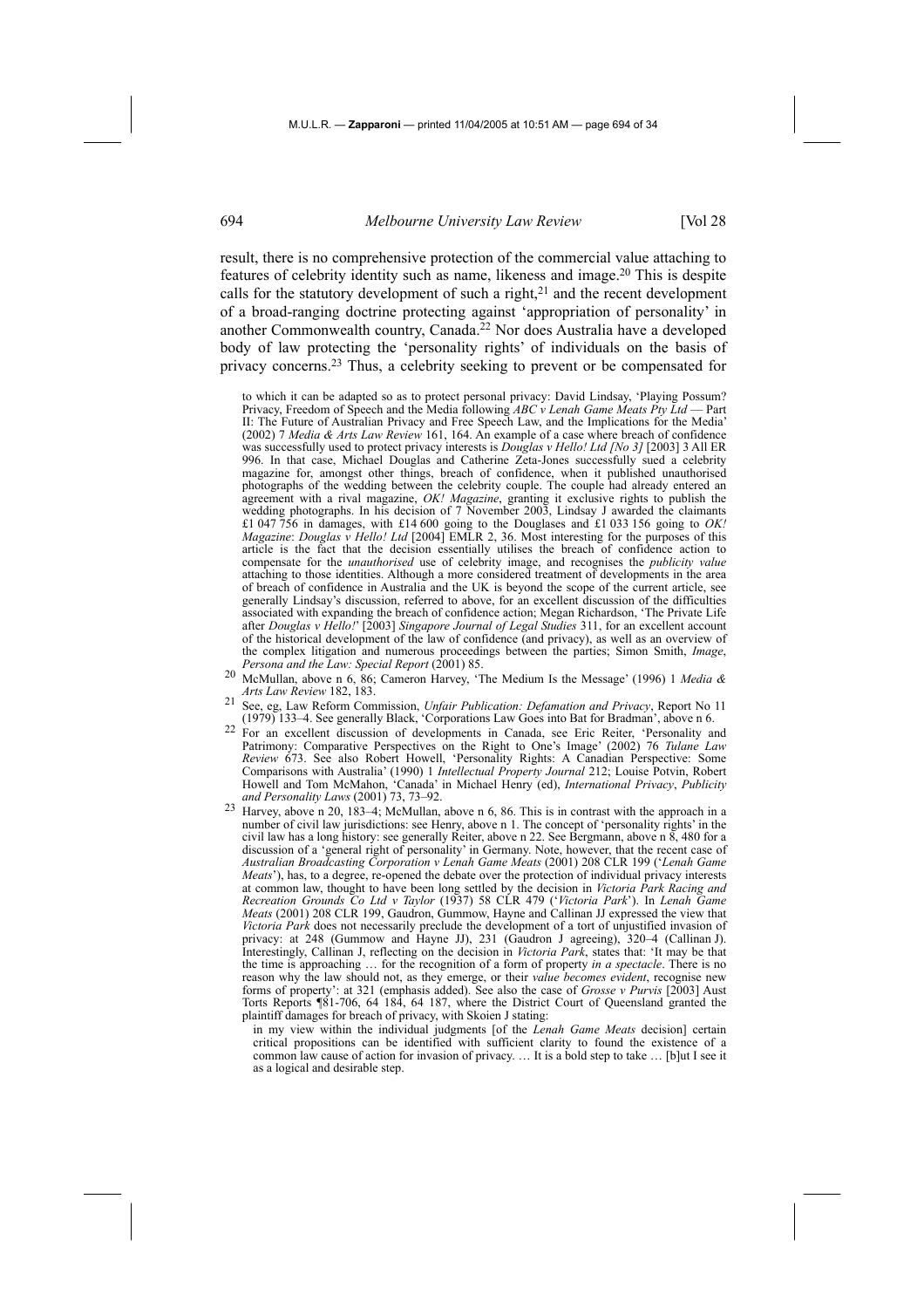result, there is no comprehensive protection of the commercial value attaching to features of celebrity identity such as name, likeness and image.[20] This is despite calls for the statutory development of such a right,[21] and the recent development of a broad-ranging doctrine protecting against 'appropriation of personality' in another Commonwealth country, Canada.[22] Nor does Australia have a developed body of law protecting the 'personality rights' of individuals on the basis of privacy concerns.[23] Thus, a celebrity seeking to prevent or be compensated for

to which it can be adapted so as to protect personal privacy: David Lindsay, 'Playing Possum? Privacy, Freedom of Speech and the Media following *ABC v Lenah Game Meats Pty Ltd* — Part II: The Future of Australian Privacy and Free Speech Law, and the Implications for the Media' (2002) 7 *Media & Arts Law Review* 161, 164. An example of a case where breach of confidence was successfully used to protect privacy interests is *Douglas v Hello! Ltd [No 3]* [2003] 3 All ER 996. In that case, Michael Douglas and Catherine Zeta-Jones successfully sued a celebrity magazine for, amongst other things, breach of confidence, when it published unauthorised photographs of the wedding between the celebrity couple. The couple had already entered an agreement with a rival magazine, *OK! Magazine*, granting it exclusive rights to publish the wedding photographs. In his decision of 7 November 2003, Lindsay J awarded the claimants £1 047 756 in damages, with £14 600 going to the Douglases and £1 033 156 going to *OK! Magazine*: *Douglas v Hello! Ltd* [2004] EMLR 2, 36. Most interesting for the purposes of this article is the fact that the decision essentially utilises the breach of confidence action to compensate for the *unauthorised* use of celebrity image, and recognises the *publicity value* attaching to those identities. Although a more considered treatment of developments in the area of breach of confidence in Australia and the UK is beyond the scope of the current article, see generally Lindsay's discussion, referred to above, for an excellent discussion of the difficulties associated with expanding the breach of confidence action; Megan Richardson, 'The Private Life after *Douglas v Hello!*' [2003] *Singapore Journal of Legal Studies* 311, for an excellent account of the historical development of the law of confidence (and privacy), as well as an overview of the complex litigation and numerous proceedings between the parties; Simon Smith, *Image, Persona and the Law: Special Report* (2001) 85.

[20] McMullan, above n 6, 86; Cameron Harvey, 'The Medium Is the Message' (1996) 1 *Media & Arts Law Review* 182, 183.

[21] See, eg, Law Reform Commission, *Unfair Publication: Defamation and Privacy*, Report No 11 (1979) 133–4. See generally Black, 'Corporations Law Goes into Bat for Bradman', above n 6.

[22] For an excellent discussion of developments in Canada, see Eric Reiter, 'Personality and Patrimony: Comparative Perspectives on the Right to One's Image' (2002) 76 *Tulane Law Review* 673. See also Robert Howell, 'Personality Rights: A Canadian Perspective: Some Comparisons with Australia' (1990) 1 *Intellectual Property Journal* 212; Louise Potvin, Robert Howell and Tom McMahon, 'Canada' in Michael Henry (ed), *International Privacy, Publicity and Personality Laws* (2001) 73, 73–92.

[23] Harvey, above n 20, 183–4; McMullan, above n 6, 86. This is in contrast with the approach in a number of civil law jurisdictions: see Henry, above n 1. The concept of 'personality rights' in the civil law has a long history: see generally Reiter, above n 22. See Bergmann, above n 8, 480 for a discussion of a 'general right of personality' in Germany. Note, however, that the recent case of *Australian Broadcasting Corporation v Lenah Game Meats* (2001) 208 CLR 199 ('*Lenah Game Meats*'), has, to a degree, re-opened the debate over the protection of individual privacy interests at common law, thought to have been long settled by the decision in *Victoria Park Racing and Recreation Grounds Co Ltd v Taylor* (1937) 58 CLR 479 ('*Victoria Park*'). In *Lenah Game Meats* (2001) 208 CLR 199, Gaudron, Gummow, Hayne and Callinan JJ expressed the view that *Victoria Park* does not necessarily preclude the development of a tort of unjustified invasion of privacy: at 248 (Gummow and Hayne JJ), 231 (Gaudron J agreeing), 320–4 (Callinan J). Interestingly, Callinan J, reflecting on the decision in *Victoria Park*, states that: 'It may be that the time is approaching … for the recognition of a form of property *in a spectacle*. There is no reason why the law should not, as they emerge, or their *value becomes evident*, recognise new forms of property': at 321 (emphasis added). See also the case of *Grosse v Purvis* [2003] Aust Torts Reports ¶81-706, 64 184, 64 187, where the District Court of Queensland granted the plaintiff damages for breach of privacy, with Skoien J stating:

> in my view within the individual judgments [of the *Lenah Game Meats* decision] certain critical propositions can be identified with sufficient clarity to found the existence of a common law cause of action for invasion of privacy. … It is a bold step to take … [b]ut I see it as a logical and desirable step.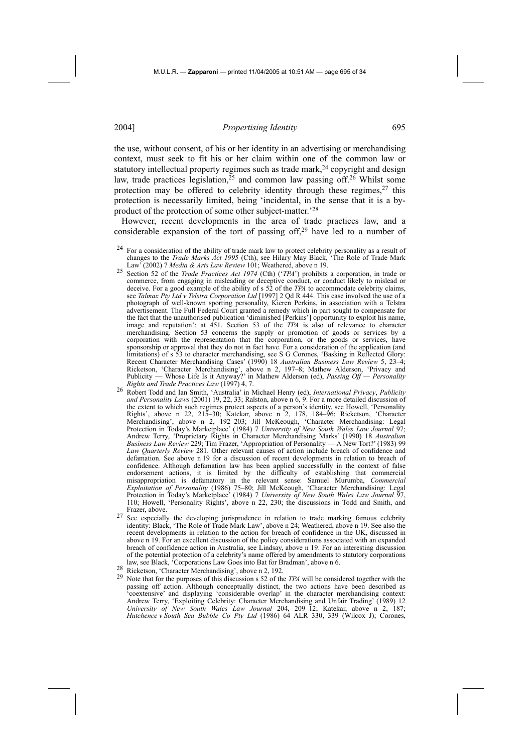the use, without consent, of his or her identity in an advertising or merchandising context, must seek to fit his or her claim within one of the common law or statutory intellectual property regimes such as trade mark,[24] copyright and design law, trade practices legislation,[25] and common law passing off.[26] Whilst some protection may be offered to celebrity identity through these regimes,[27] this protection is necessarily limited, being 'incidental, in the sense that it is a by-product of the protection of some other subject-matter.'[28]

However, recent developments in the area of trade practices law, and a considerable expansion of the tort of passing off,[29] have led to a number of

---

[24] For a consideration of the ability of trade mark law to protect celebrity personality as a result of changes to the *Trade Marks Act 1995* (Cth), see Hilary May Black, 'The Role of Trade Mark Law' (2002) 7 *Media & Arts Law Review* 101; Weathered, above n 19.

[25] Section 52 of the *Trade Practices Act 1974* (Cth) ('*TPA*') prohibits a corporation, in trade or commerce, from engaging in misleading or deceptive conduct, or conduct likely to mislead or deceive. For a good example of the ability of s 52 of the *TPA* to accommodate celebrity claims, see *Talmax Pty Ltd v Telstra Corporation Ltd* [1997] 2 Qd R 444. This case involved the use of a photograph of well-known sporting personality, Kieren Perkins, in association with a Telstra advertisement. The Full Federal Court granted a remedy which in part sought to compensate for the fact that the unauthorised publication 'diminished [Perkins'] opportunity to exploit his name, image and reputation': at 451. Section 53 of the *TPA* is also of relevance to character merchandising. Section 53 concerns the supply or promotion of goods or services by a corporation with the representation that the corporation, or the goods or services, have sponsorship or approval that they do not in fact have. For a consideration of the application (and limitations) of s 53 to character merchandising, see S G Corones, 'Basking in Reflected Glory: Recent Character Merchandising Cases' (1990) 18 *Australian Business Law Review* 5, 23–4; Ricketson, 'Character Merchandising', above n 2, 197–8; Mathew Alderson, 'Privacy and Publicity — Whose Life Is it Anyway?' in Mathew Alderson (ed), *Passing Off — Personality Rights and Trade Practices Law* (1997) 4, 7.

[26] Robert Todd and Ian Smith, 'Australia' in Michael Henry (ed), *International Privacy*, *Publicity and Personality Laws* (2001) 19, 22, 33; Ralston, above n 6, 9. For a more detailed discussion of the extent to which such regimes protect aspects of a person's identity, see Howell, 'Personality Rights', above n 22, 215–30; Katekar, above n 2, 178, 184–96; Ricketson, 'Character Merchandising', above n 2, 192–203; Jill McKeough, 'Character Merchandising: Legal Protection in Today's Marketplace' (1984) 7 *University of New South Wales Law Journal* 97; Andrew Terry, 'Proprietary Rights in Character Merchandising Marks' (1990) 18 *Australian Business Law Review* 229; Tim Frazer, 'Appropriation of Personality — A New Tort?' (1983) 99 *Law Quarterly Review* 281. Other relevant causes of action include breach of confidence and defamation. See above n 19 for a discussion of recent developments in relation to breach of confidence. Although defamation law has been applied successfully in the context of false endorsement actions, it is limited by the difficulty of establishing that commercial misappropriation is defamatory in the relevant sense: Samuel Murumba, *Commercial Exploitation of Personality* (1986) 75–80; Jill McKeough, 'Character Merchandising: Legal Protection in Today's Marketplace' (1984) 7 *University of New South Wales Law Journal* 97, 110; Howell, 'Personality Rights', above n 22, 230; the discussions in Todd and Smith, and Frazer, above.

[27] See especially the developing jurisprudence in relation to trade marking famous celebrity identity: Black, 'The Role of Trade Mark Law', above n 24; Weathered, above n 19. See also the recent developments in relation to the action for breach of confidence in the UK, discussed in above n 19. For an excellent discussion of the policy considerations associated with an expanded breach of confidence action in Australia, see Lindsay, above n 19. For an interesting discussion of the potential protection of a celebrity's name offered by amendments to statutory corporations law, see Black, 'Corporations Law Goes into Bat for Bradman', above n 6.

[28] Ricketson, 'Character Merchandising', above n 2, 192.

[29] Note that for the purposes of this discussion s 52 of the *TPA* will be considered together with the passing off action. Although conceptually distinct, the two actions have been described as 'coextensive' and displaying 'considerable overlap' in the character merchandising context: Andrew Terry, 'Exploiting Celebrity: Character Merchandising and Unfair Trading' (1989) 12 *University of New South Wales Law Journal* 204, 209–12; Katekar, above n 2, 187; *Hutchence v South Sea Bubble Co Pty Ltd* (1986) 64 ALR 330, 339 (Wilcox J); Corones,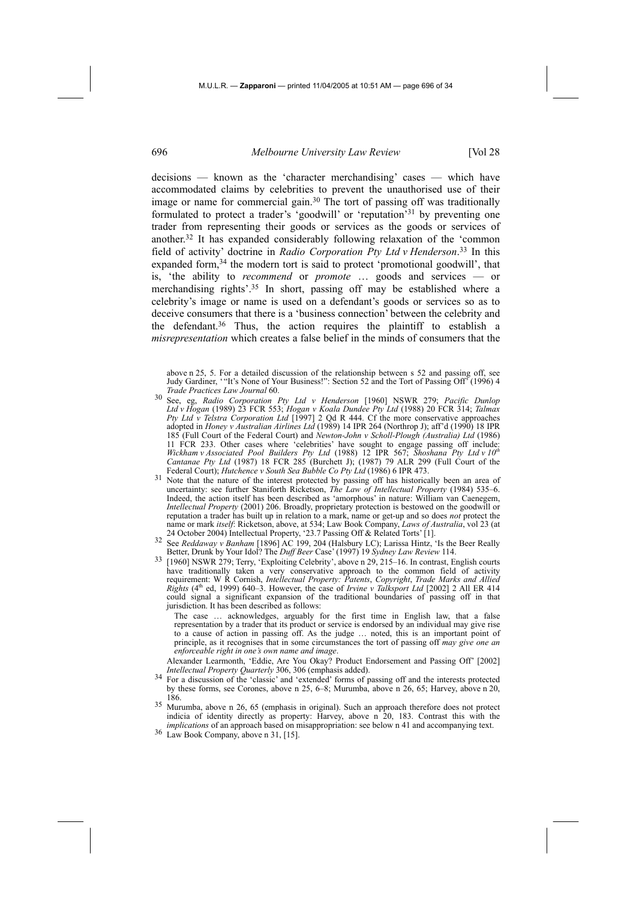decisions — known as the 'character merchandising' cases — which have accommodated claims by celebrities to prevent the unauthorised use of their image or name for commercial gain.[30] The tort of passing off was traditionally formulated to protect a trader's 'goodwill' or 'reputation'[31] by preventing one trader from representing their goods or services as the goods or services of another.[32] It has expanded considerably following relaxation of the 'common field of activity' doctrine in *Radio Corporation Pty Ltd v Henderson*.[33] In this expanded form,[34] the modern tort is said to protect 'promotional goodwill', that is, 'the ability to *recommend* or *promote* … goods and services — or merchandising rights'.[35] In short, passing off may be established where a celebrity's image or name is used on a defendant's goods or services so as to deceive consumers that there is a 'business connection' between the celebrity and the defendant.[36] Thus, the action requires the plaintiff to establish a *misrepresentation* which creates a false belief in the minds of consumers that the

---

above n 25, 5. For a detailed discussion of the relationship between s 52 and passing off, see Judy Gardiner, '"It's None of Your Business!": Section 52 and the Tort of Passing Off' (1996) 4 *Trade Practices Law Journal* 60.

[30] See, eg, *Radio Corporation Pty Ltd v Henderson* [1960] NSWR 279; *Pacific Dunlop Ltd v Hogan* (1989) 23 FCR 553; *Hogan v Koala Dundee Pty Ltd* (1988) 20 FCR 314; *Talmax Pty Ltd v Telstra Corporation Ltd* [1997] 2 Qd R 444. Cf the more conservative approaches adopted in *Honey v Australian Airlines Ltd* (1989) 14 IPR 264 (Northrop J); aff'd (1990) 18 IPR 185 (Full Court of the Federal Court) and *Newton-John v Scholl-Plough (Australia) Ltd* (1986) 11 FCR 233. Other cases where 'celebrities' have sought to engage passing off include: *Wickham v Associated Pool Builders Pty Ltd* (1988) 12 IPR 567; *Shoshana Pty Ltd v 10th Cantanae Pty Ltd* (1987) 18 FCR 285 (Burchett J); (1987) 79 ALR 299 (Full Court of the Federal Court); *Hutchence v South Sea Bubble Co Pty Ltd* (1986) 6 IPR 473.

[31] Note that the nature of the interest protected by passing off has historically been an area of uncertainty: see further Staniforth Ricketson, *The Law of Intellectual Property* (1984) 535–6. Indeed, the action itself has been described as 'amorphous' in nature: William van Caenegem, *Intellectual Property* (2001) 206. Broadly, proprietary protection is bestowed on the goodwill or reputation a trader has built up in relation to a mark, name or get-up and so does *not* protect the name or mark *itself*: Ricketson, above, at 534; Law Book Company, *Laws of Australia*, vol 23 (at 24 October 2004) Intellectual Property, '23.7 Passing Off & Related Torts' [1].

[32] See *Reddaway v Banham* [1896] AC 199, 204 (Halsbury LC); Larissa Hintz, 'Is the Beer Really Better, Drunk by Your Idol? The *Duff Beer* Case' (1997) 19 *Sydney Law Review* 114.

[33] [1960] NSWR 279; Terry, 'Exploiting Celebrity', above n 29, 215–16. In contrast, English courts have traditionally taken a very conservative approach to the common field of activity requirement: W R Cornish, *Intellectual Property: Patents, Copyright, Trade Marks and Allied Rights* (4th ed, 1999) 640–3. However, the case of *Irvine v Talksport Ltd* [2002] 2 All ER 414 could signal a significant expansion of the traditional boundaries of passing off in that jurisdiction. It has been described as follows:

> The case … acknowledges, arguably for the first time in English law, that a false representation by a trader that its product or service is endorsed by an individual may give rise to a cause of action in passing off. As the judge … noted, this is an important point of principle, as it recognises that in some circumstances the tort of passing off *may give one an enforceable right in one's own name and image*.

Alexander Learmonth, 'Eddie, Are You Okay? Product Endorsement and Passing Off' [2002] *Intellectual Property Quarterly* 306, 306 (emphasis added).

[34] For a discussion of the 'classic' and 'extended' forms of passing off and the interests protected by these forms, see Corones, above n 25, 6–8; Murumba, above n 26, 65; Harvey, above n 20, 186.

[35] Murumba, above n 26, 65 (emphasis in original). Such an approach therefore does not protect indicia of identity directly as property: Harvey, above n 20, 183. Contrast this with the *implications* of an approach based on misappropriation: see below n 41 and accompanying text.

[36] Law Book Company, above n 31, [15].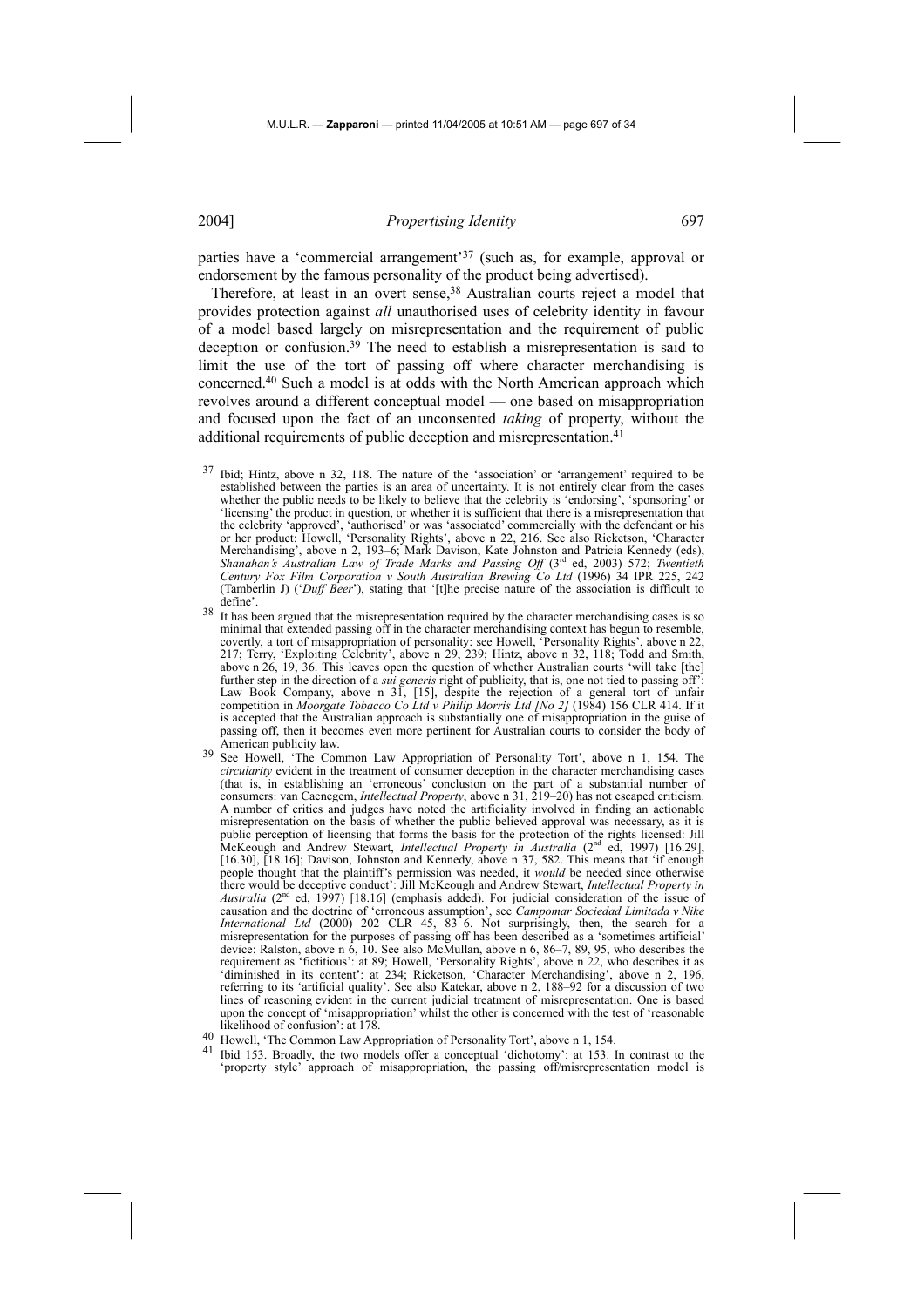parties have a 'commercial arrangement'[37] (such as, for example, approval or endorsement by the famous personality of the product being advertised).

Therefore, at least in an overt sense,[38] Australian courts reject a model that provides protection against *all* unauthorised uses of celebrity identity in favour of a model based largely on misrepresentation and the requirement of public deception or confusion.[39] The need to establish a misrepresentation is said to limit the use of the tort of passing off where character merchandising is concerned.[40] Such a model is at odds with the North American approach which revolves around a different conceptual model — one based on misappropriation and focused upon the fact of an unconsented *taking* of property, without the additional requirements of public deception and misrepresentation.[41]

[37] Ibid; Hintz, above n 32, 118. The nature of the 'association' or 'arrangement' required to be established between the parties is an area of uncertainty. It is not entirely clear from the cases whether the public needs to be likely to believe that the celebrity is 'endorsing', 'sponsoring' or 'licensing' the product in question, or whether it is sufficient that there is a misrepresentation that the celebrity 'approved', 'authorised' or was 'associated' commercially with the defendant or his or her product: Howell, 'Personality Rights', above n 22, 216. See also Ricketson, 'Character Merchandising', above n 2, 193–6; Mark Davison, Kate Johnston and Patricia Kennedy (eds), *Shanahan's Australian Law of Trade Marks and Passing Off* (3rd ed, 2003) 572; *Twentieth Century Fox Film Corporation v South Australian Brewing Co Ltd* (1996) 34 IPR 225, 242 (Tamberlin J) ('*Duff Beer*'), stating that '[t]he precise nature of the association is difficult to define'.

[38] It has been argued that the misrepresentation required by the character merchandising cases is so minimal that extended passing off in the character merchandising context has begun to resemble, covertly, a tort of misappropriation of personality: see Howell, 'Personality Rights', above n 22, 217; Terry, 'Exploiting Celebrity', above n 29, 239; Hintz, above n 32, 118; Todd and Smith, above n 26, 19, 36. This leaves open the question of whether Australian courts 'will take [the] further step in the direction of a *sui generis* right of publicity, that is, one not tied to passing off': Law Book Company, above n 31, [15], despite the rejection of a general tort of unfair competition in *Moorgate Tobacco Co Ltd v Philip Morris Ltd [No 2]* (1984) 156 CLR 414. If it is accepted that the Australian approach is substantially one of misappropriation in the guise of passing off, then it becomes even more pertinent for Australian courts to consider the body of American publicity law.

[39] See Howell, 'The Common Law Appropriation of Personality Tort', above n 1, 154. The *circularity* evident in the treatment of consumer deception in the character merchandising cases (that is, in establishing an 'erroneous' conclusion on the part of a substantial number of consumers: van Caenegem, *Intellectual Property*, above n 31, 219–20) has not escaped criticism. A number of critics and judges have noted the artificiality involved in finding an actionable misrepresentation on the basis of whether the public believed approval was necessary, as it is public perception of licensing that forms the basis for the protection of the rights licensed: Jill McKeough and Andrew Stewart, *Intellectual Property in Australia* (2nd ed, 1997) [16.29], [16.30], [18.16]; Davison, Johnston and Kennedy, above n 37, 582. This means that 'if enough people thought that the plaintiff's permission was needed, it *would* be needed since otherwise there would be deceptive conduct': Jill McKeough and Andrew Stewart, *Intellectual Property in Australia* (2nd ed, 1997) [18.16] (emphasis added). For judicial consideration of the issue of causation and the doctrine of 'erroneous assumption', see *Campomar Sociedad Limitada v Nike International Ltd* (2000) 202 CLR 45, 83–6. Not surprisingly, then, the search for a misrepresentation for the purposes of passing off has been described as a 'sometimes artificial' device: Ralston, above n 6, 10. See also McMullan, above n 6, 86–7, 89, 95, who describes the requirement as 'fictitious': at 89; Howell, 'Personality Rights', above n 22, who describes it as 'diminished in its content': at 234; Ricketson, 'Character Merchandising', above n 2, 196, referring to its 'artificial quality'. See also Katekar, above n 2, 188–92 for a discussion of two lines of reasoning evident in the current judicial treatment of misrepresentation. One is based upon the concept of 'misappropriation' whilst the other is concerned with the test of 'reasonable likelihood of confusion': at 178.

[40] Howell, 'The Common Law Appropriation of Personality Tort', above n 1, 154.

[41] Ibid 153. Broadly, the two models offer a conceptual 'dichotomy': at 153. In contrast to the 'property style' approach of misappropriation, the passing off/misrepresentation model is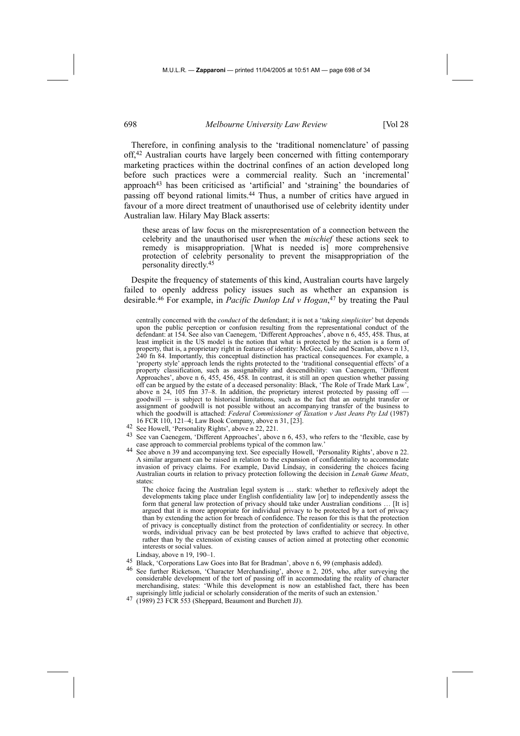Therefore, in confining analysis to the 'traditional nomenclature' of passing off,[42] Australian courts have largely been concerned with fitting contemporary marketing practices within the doctrinal confines of an action developed long before such practices were a commercial reality. Such an 'incremental' approach[43] has been criticised as 'artificial' and 'straining' the boundaries of passing off beyond rational limits.[44] Thus, a number of critics have argued in favour of a more direct treatment of unauthorised use of celebrity identity under Australian law. Hilary May Black asserts:

> these areas of law focus on the misrepresentation of a connection between the celebrity and the unauthorised user when the *mischief* these actions seek to remedy is misappropriation. [What is needed is] more comprehensive protection of celebrity personality to prevent the misappropriation of the personality directly.[45]

Despite the frequency of statements of this kind, Australian courts have largely failed to openly address policy issues such as whether an expansion is desirable.[46] For example, in *Pacific Dunlop Ltd v Hogan*,[47] by treating the Paul

---

centrally concerned with the *conduct* of the defendant; it is not a 'taking *simpliciter*' but depends upon the public perception or confusion resulting from the representational conduct of the defendant: at 154. See also van Caenegem, 'Different Approaches', above n 6, 455, 458. Thus, at least implicit in the US model is the notion that what is protected by the action is a form of property, that is, a proprietary right in features of identity: McGee, Gale and Scanlan, above n 13, 240 fn 84. Importantly, this conceptual distinction has practical consequences. For example, a 'property style' approach lends the rights protected to the 'traditional consequential effects' of a property classification, such as assignability and descendibility: van Caenegem, 'Different Approaches', above n 6, 455, 456, 458. In contrast, it is still an open question whether passing off can be argued by the estate of a deceased personality: Black, 'The Role of Trade Mark Law', above n 24, 105 fnn 37–8. In addition, the proprietary interest protected by passing off — goodwill — is subject to historical limitations, such as the fact that an outright transfer or assignment of goodwill is not possible without an accompanying transfer of the business to which the goodwill is attached: *Federal Commissioner of Taxation v Just Jeans Pty Ltd* (1987) 16 FCR 110, 121–4; Law Book Company, above n 31, [23].

[42] See Howell, 'Personality Rights', above n 22, 221.

[43] See van Caenegem, 'Different Approaches', above n 6, 453, who refers to the 'flexible, case by case approach to commercial problems typical of the common law.'

[44] See above n 39 and accompanying text. See especially Howell, 'Personality Rights', above n 22. A similar argument can be raised in relation to the expansion of confidentiality to accommodate invasion of privacy claims. For example, David Lindsay, in considering the choices facing Australian courts in relation to privacy protection following the decision in *Lenah Game Meats*, states:

> The choice facing the Australian legal system is … stark: whether to reflexively adopt the developments taking place under English confidentiality law [or] to independently assess the form that general law protection of privacy should take under Australian conditions … [It is] argued that it is more appropriate for individual privacy to be protected by a tort of privacy than by extending the action for breach of confidence. The reason for this is that the protection of privacy is conceptually distinct from the protection of confidentiality or secrecy. In other words, individual privacy can be best protected by laws crafted to achieve that objective, rather than by the extension of existing causes of action aimed at protecting other economic interests or social values.

Lindsay, above n 19, 190–1.

[45] Black, 'Corporations Law Goes into Bat for Bradman', above n 6, 99 (emphasis added).

[46] See further Ricketson, 'Character Merchandising', above n 2, 205, who, after surveying the considerable development of the tort of passing off in accommodating the reality of character merchandising, states: 'While this development is now an established fact, there has been suprisingly little judicial or scholarly consideration of the merits of such an extension.'

[47] (1989) 23 FCR 553 (Sheppard, Beaumont and Burchett JJ).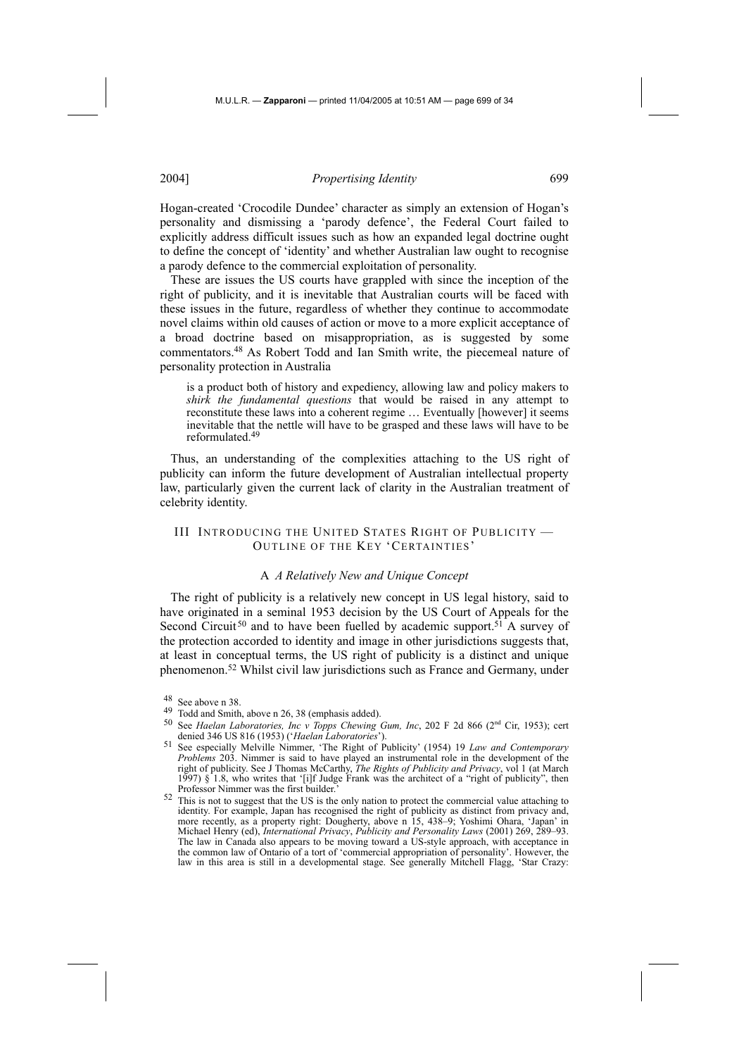Hogan-created 'Crocodile Dundee' character as simply an extension of Hogan's personality and dismissing a 'parody defence', the Federal Court failed to explicitly address difficult issues such as how an expanded legal doctrine ought to define the concept of 'identity' and whether Australian law ought to recognise a parody defence to the commercial exploitation of personality.

These are issues the US courts have grappled with since the inception of the right of publicity, and it is inevitable that Australian courts will be faced with these issues in the future, regardless of whether they continue to accommodate novel claims within old causes of action or move to a more explicit acceptance of a broad doctrine based on misappropriation, as is suggested by some commentators.[48] As Robert Todd and Ian Smith write, the piecemeal nature of personality protection in Australia

> is a product both of history and expediency, allowing law and policy makers to *shirk the fundamental questions* that would be raised in any attempt to reconstitute these laws into a coherent regime … Eventually [however] it seems inevitable that the nettle will have to be grasped and these laws will have to be reformulated.[49]

Thus, an understanding of the complexities attaching to the US right of publicity can inform the future development of Australian intellectual property law, particularly given the current lack of clarity in the Australian treatment of celebrity identity.

## III Introducing the United States Right of Publicity — Outline of the Key 'Certainties'

### A *A Relatively New and Unique Concept*

The right of publicity is a relatively new concept in US legal history, said to have originated in a seminal 1953 decision by the US Court of Appeals for the Second Circuit[50] and to have been fuelled by academic support.[51] A survey of the protection accorded to identity and image in other jurisdictions suggests that, at least in conceptual terms, the US right of publicity is a distinct and unique phenomenon.[52] Whilst civil law jurisdictions such as France and Germany, under

---

[48] See above n 38.

[49] Todd and Smith, above n 26, 38 (emphasis added).

[50] See *Haelan Laboratories, Inc v Topps Chewing Gum, Inc*, 202 F 2d 866 (2nd Cir, 1953); cert denied 346 US 816 (1953) ('*Haelan Laboratories*').

[51] See especially Melville Nimmer, 'The Right of Publicity' (1954) 19 *Law and Contemporary Problems* 203. Nimmer is said to have played an instrumental role in the development of the right of publicity. See J Thomas McCarthy, *The Rights of Publicity and Privacy*, vol 1 (at March 1997) § 1.8, who writes that '[i]f Judge Frank was the architect of a "right of publicity", then Professor Nimmer was the first builder.'

[52] This is not to suggest that the US is the only nation to protect the commercial value attaching to identity. For example, Japan has recognised the right of publicity as distinct from privacy and, more recently, as a property right: Dougherty, above n 15, 438–9; Yoshimi Ohara, 'Japan' in Michael Henry (ed), *International Privacy, Publicity and Personality Laws* (2001) 269, 289–93. The law in Canada also appears to be moving toward a US-style approach, with acceptance in the common law of Ontario of a tort of 'commercial appropriation of personality'. However, the law in this area is still in a developmental stage. See generally Mitchell Flagg, 'Star Crazy: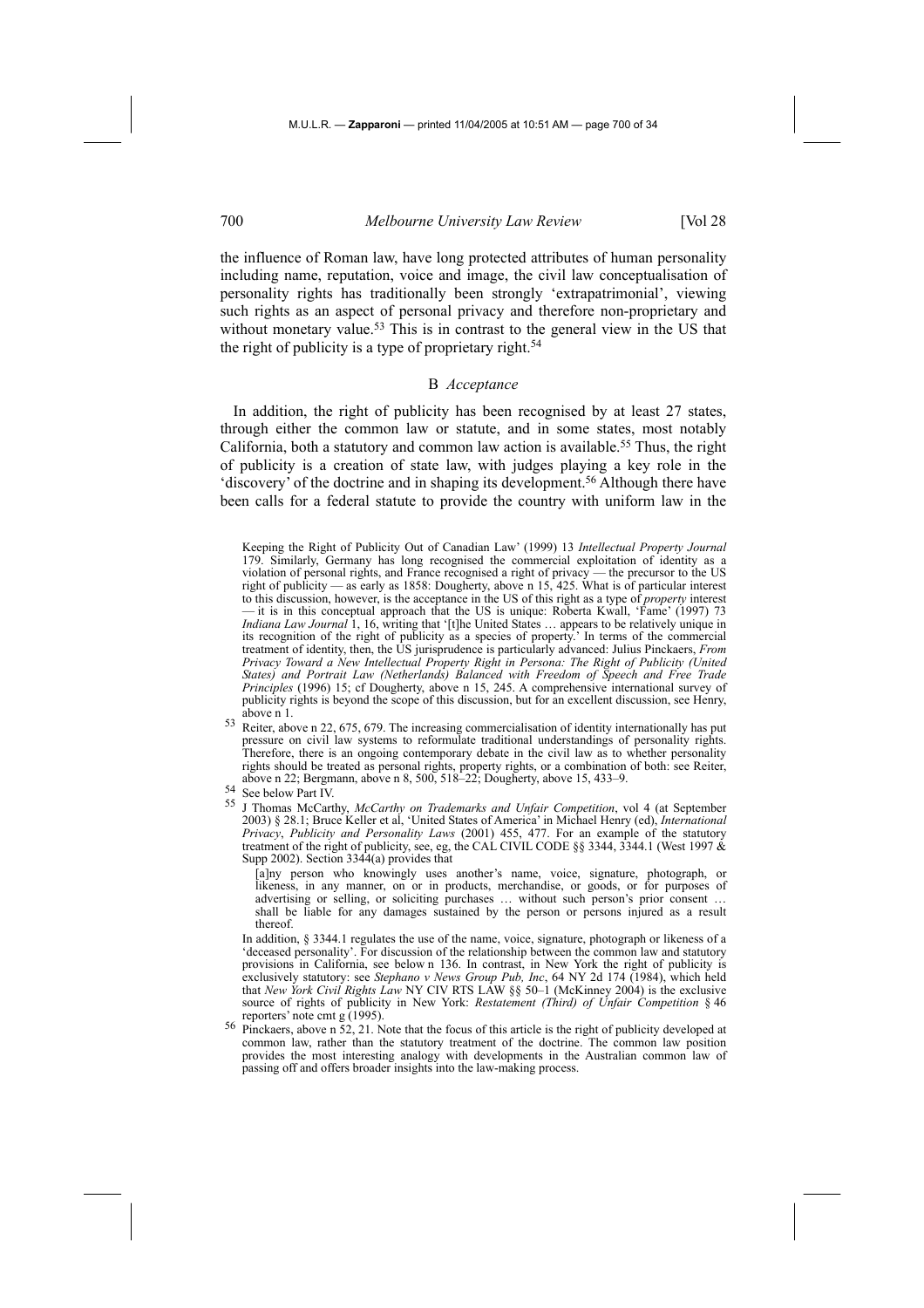the influence of Roman law, have long protected attributes of human personality including name, reputation, voice and image, the civil law conceptualisation of personality rights has traditionally been strongly 'extrapatrimonial', viewing such rights as an aspect of personal privacy and therefore non-proprietary and without monetary value.[53] This is in contrast to the general view in the US that the right of publicity is a type of proprietary right.[54]

### B *Acceptance*

In addition, the right of publicity has been recognised by at least 27 states, through either the common law or statute, and in some states, most notably California, both a statutory and common law action is available.[55] Thus, the right of publicity is a creation of state law, with judges playing a key role in the 'discovery' of the doctrine and in shaping its development.[56] Although there have been calls for a federal statute to provide the country with uniform law in the

---

Keeping the Right of Publicity Out of Canadian Law' (1999) 13 *Intellectual Property Journal* 179. Similarly, Germany has long recognised the commercial exploitation of identity as a violation of personal rights, and France recognised a right of privacy — the precursor to the US right of publicity — as early as 1858: Dougherty, above n 15, 425. What is of particular interest to this discussion, however, is the acceptance in the US of this right as a type of *property* interest — it is in this conceptual approach that the US is unique: Roberta Kwall, 'Fame' (1997) 73 *Indiana Law Journal* 1, 16, writing that '[t]he United States … appears to be relatively unique in its recognition of the right of publicity as a species of property.' In terms of the commercial treatment of identity, then, the US jurisprudence is particularly advanced: Julius Pinckaers, *From Privacy Toward a New Intellectual Property Right in Persona: The Right of Publicity (United States) and Portrait Law (Netherlands) Balanced with Freedom of Speech and Free Trade Principles* (1996) 15; cf Dougherty, above n 15, 245. A comprehensive international survey of publicity rights is beyond the scope of this discussion, but for an excellent discussion, see Henry, above n 1.

[53] Reiter, above n 22, 675, 679. The increasing commercialisation of identity internationally has put pressure on civil law systems to reformulate traditional understandings of personality rights. Therefore, there is an ongoing contemporary debate in the civil law as to whether personality rights should be treated as personal rights, property rights, or a combination of both: see Reiter, above n 22; Bergmann, above n 8, 500, 518–22; Dougherty, above 15, 433–9.

[54] See below Part IV.

[55] J Thomas McCarthy, *McCarthy on Trademarks and Unfair Competition*, vol 4 (at September 2003) § 28.1; Bruce Keller et al, 'United States of America' in Michael Henry (ed), *International Privacy, Publicity and Personality Laws* (2001) 455, 477. For an example of the statutory treatment of the right of publicity, see, eg, the CAL CIVIL CODE §§ 3344, 3344.1 (West 1997 & Supp 2002). Section 3344(a) provides that

> [a]ny person who knowingly uses another's name, voice, signature, photograph, or likeness, in any manner, on or in products, merchandise, or goods, or for purposes of advertising or selling, or soliciting purchases … without such person's prior consent … shall be liable for any damages sustained by the person or persons injured as a result thereof.

In addition, § 3344.1 regulates the use of the name, voice, signature, photograph or likeness of a 'deceased personality'. For discussion of the relationship between the common law and statutory provisions in California, see below n 136. In contrast, in New York the right of publicity is exclusively statutory: see *Stephano v News Group Pub, Inc*, 64 NY 2d 174 (1984), which held that *New York Civil Rights Law* NY CIV RTS LAW §§ 50–1 (McKinney 2004) is the exclusive source of rights of publicity in New York: *Restatement (Third) of Unfair Competition* § 46 reporters' note cmt g (1995).

[56] Pinckaers, above n 52, 21. Note that the focus of this article is the right of publicity developed at common law, rather than the statutory treatment of the doctrine. The common law position provides the most interesting analogy with developments in the Australian common law of passing off and offers broader insights into the law-making process.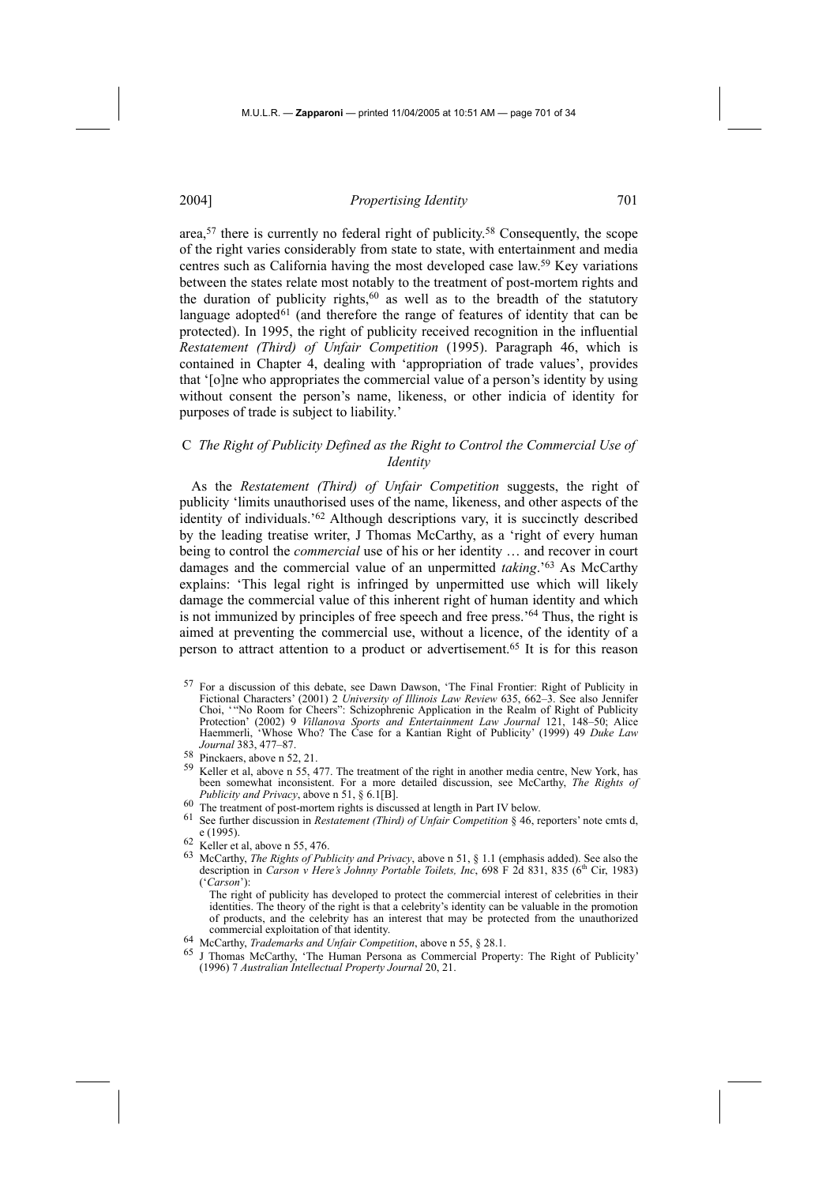area,[57] there is currently no federal right of publicity.[58] Consequently, the scope of the right varies considerably from state to state, with entertainment and media centres such as California having the most developed case law.[59] Key variations between the states relate most notably to the treatment of post-mortem rights and the duration of publicity rights,[60] as well as to the breadth of the statutory language adopted[61] (and therefore the range of features of identity that can be protected). In 1995, the right of publicity received recognition in the influential *Restatement (Third) of Unfair Competition* (1995). Paragraph 46, which is contained in Chapter 4, dealing with 'appropriation of trade values', provides that '[o]ne who appropriates the commercial value of a person's identity by using without consent the person's name, likeness, or other indicia of identity for purposes of trade is subject to liability.'

### C *The Right of Publicity Defined as the Right to Control the Commercial Use of Identity*

As the *Restatement (Third) of Unfair Competition* suggests, the right of publicity 'limits unauthorised uses of the name, likeness, and other aspects of the identity of individuals.'[62] Although descriptions vary, it is succinctly described by the leading treatise writer, J Thomas McCarthy, as a 'right of every human being to control the *commercial* use of his or her identity … and recover in court damages and the commercial value of an unpermitted *taking*.'[63] As McCarthy explains: 'This legal right is infringed by unpermitted use which will likely damage the commercial value of this inherent right of human identity and which is not immunized by principles of free speech and free press.'[64] Thus, the right is aimed at preventing the commercial use, without a licence, of the identity of a person to attract attention to a product or advertisement.[65] It is for this reason

---

57 For a discussion of this debate, see Dawn Dawson, 'The Final Frontier: Right of Publicity in Fictional Characters' (2001) 2 *University of Illinois Law Review* 635, 662–3. See also Jennifer Choi, '"No Room for Cheers": Schizophrenic Application in the Realm of Right of Publicity Protection' (2002) 9 *Villanova Sports and Entertainment Law Journal* 121, 148–50; Alice Haemmerli, 'Whose Who? The Case for a Kantian Right of Publicity' (1999) 49 *Duke Law Journal* 383, 477–87.

58 Pinckaers, above n 52, 21.

59 Keller et al, above n 55, 477. The treatment of the right in another media centre, New York, has been somewhat inconsistent. For a more detailed discussion, see McCarthy, *The Rights of Publicity and Privacy*, above n 51, § 6.1[B].

60 The treatment of post-mortem rights is discussed at length in Part IV below.

61 See further discussion in *Restatement (Third) of Unfair Competition* § 46, reporters' note cmts d, e (1995).

62 Keller et al, above n 55, 476.

63 McCarthy, *The Rights of Publicity and Privacy*, above n 51, § 1.1 (emphasis added). See also the description in *Carson v Here's Johnny Portable Toilets, Inc*, 698 F 2d 831, 835 (6th Cir, 1983) ('*Carson*'):

> The right of publicity has developed to protect the commercial interest of celebrities in their identities. The theory of the right is that a celebrity's identity can be valuable in the promotion of products, and the celebrity has an interest that may be protected from the unauthorized commercial exploitation of that identity.

64 McCarthy, *Trademarks and Unfair Competition*, above n 55, § 28.1.

65 J Thomas McCarthy, 'The Human Persona as Commercial Property: The Right of Publicity' (1996) 7 *Australian Intellectual Property Journal* 20, 21.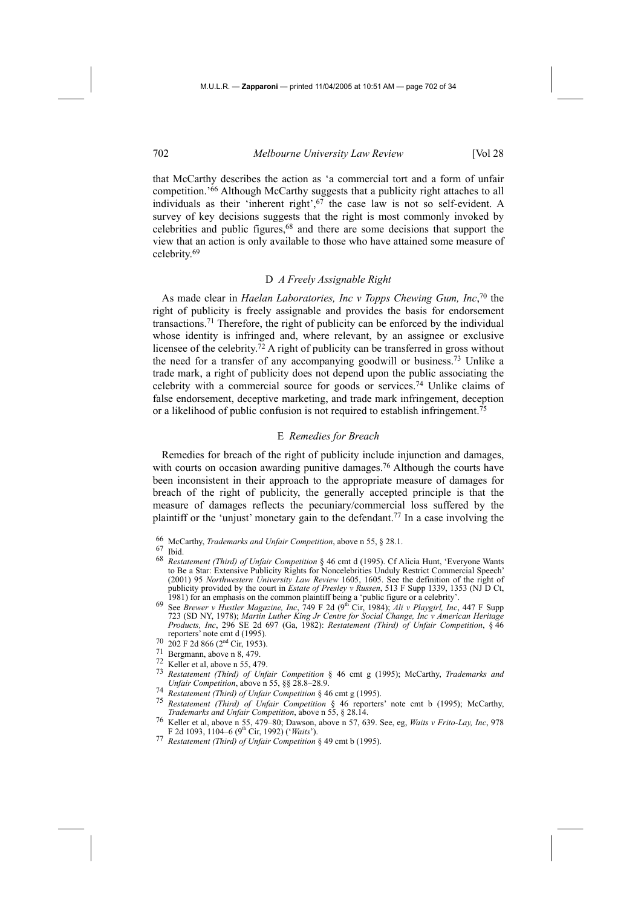that McCarthy describes the action as 'a commercial tort and a form of unfair competition.'[66] Although McCarthy suggests that a publicity right attaches to all individuals as their 'inherent right',[67] the case law is not so self-evident. A survey of key decisions suggests that the right is most commonly invoked by celebrities and public figures,[68] and there are some decisions that support the view that an action is only available to those who have attained some measure of celebrity.[69]

### D *A Freely Assignable Right*

As made clear in *Haelan Laboratories, Inc v Topps Chewing Gum, Inc*,[70] the right of publicity is freely assignable and provides the basis for endorsement transactions.[71] Therefore, the right of publicity can be enforced by the individual whose identity is infringed and, where relevant, by an assignee or exclusive licensee of the celebrity.[72] A right of publicity can be transferred in gross without the need for a transfer of any accompanying goodwill or business.[73] Unlike a trade mark, a right of publicity does not depend upon the public associating the celebrity with a commercial source for goods or services.[74] Unlike claims of false endorsement, deceptive marketing, and trade mark infringement, deception or a likelihood of public confusion is not required to establish infringement.[75]

### E *Remedies for Breach*

Remedies for breach of the right of publicity include injunction and damages, with courts on occasion awarding punitive damages.[76] Although the courts have been inconsistent in their approach to the appropriate measure of damages for breach of the right of publicity, the generally accepted principle is that the measure of damages reflects the pecuniary/commercial loss suffered by the plaintiff or the 'unjust' monetary gain to the defendant.[77] In a case involving the

---

66 McCarthy, *Trademarks and Unfair Competition*, above n 55, § 28.1.

67 Ibid.

68 *Restatement (Third) of Unfair Competition* § 46 cmt d (1995). Cf Alicia Hunt, 'Everyone Wants to Be a Star: Extensive Publicity Rights for Noncelebrities Unduly Restrict Commercial Speech' (2001) 95 *Northwestern University Law Review* 1605, 1605. See the definition of the right of publicity provided by the court in *Estate of Presley v Russen*, 513 F Supp 1339, 1353 (NJ D Ct, 1981) for an emphasis on the common plaintiff being a 'public figure or a celebrity'.

69 See *Brewer v Hustler Magazine, Inc*, 749 F 2d (9th Cir, 1984); *Ali v Playgirl, Inc*, 447 F Supp 723 (SD NY, 1978); *Martin Luther King Jr Centre for Social Change, Inc v American Heritage Products, Inc*, 296 SE 2d 697 (Ga, 1982): *Restatement (Third) of Unfair Competition*, § 46 reporters' note cmt d (1995).

70 202 F 2d 866 (2nd Cir, 1953).

71 Bergmann, above n 8, 479.

72 Keller et al, above n 55, 479.

73 *Restatement (Third) of Unfair Competition* § 46 cmt g (1995); McCarthy, *Trademarks and Unfair Competition*, above n 55, §§ 28.8–28.9.

74 *Restatement (Third) of Unfair Competition* § 46 cmt g (1995).

75 *Restatement (Third) of Unfair Competition* § 46 reporters' note cmt b (1995); McCarthy, *Trademarks and Unfair Competition*, above n 55, § 28.14.

76 Keller et al, above n 55, 479–80; Dawson, above n 57, 639. See, eg, *Waits v Frito-Lay, Inc*, 978 F 2d 1093, 1104–6 (9th Cir, 1992) ('*Waits*').

77 *Restatement (Third) of Unfair Competition* § 49 cmt b (1995).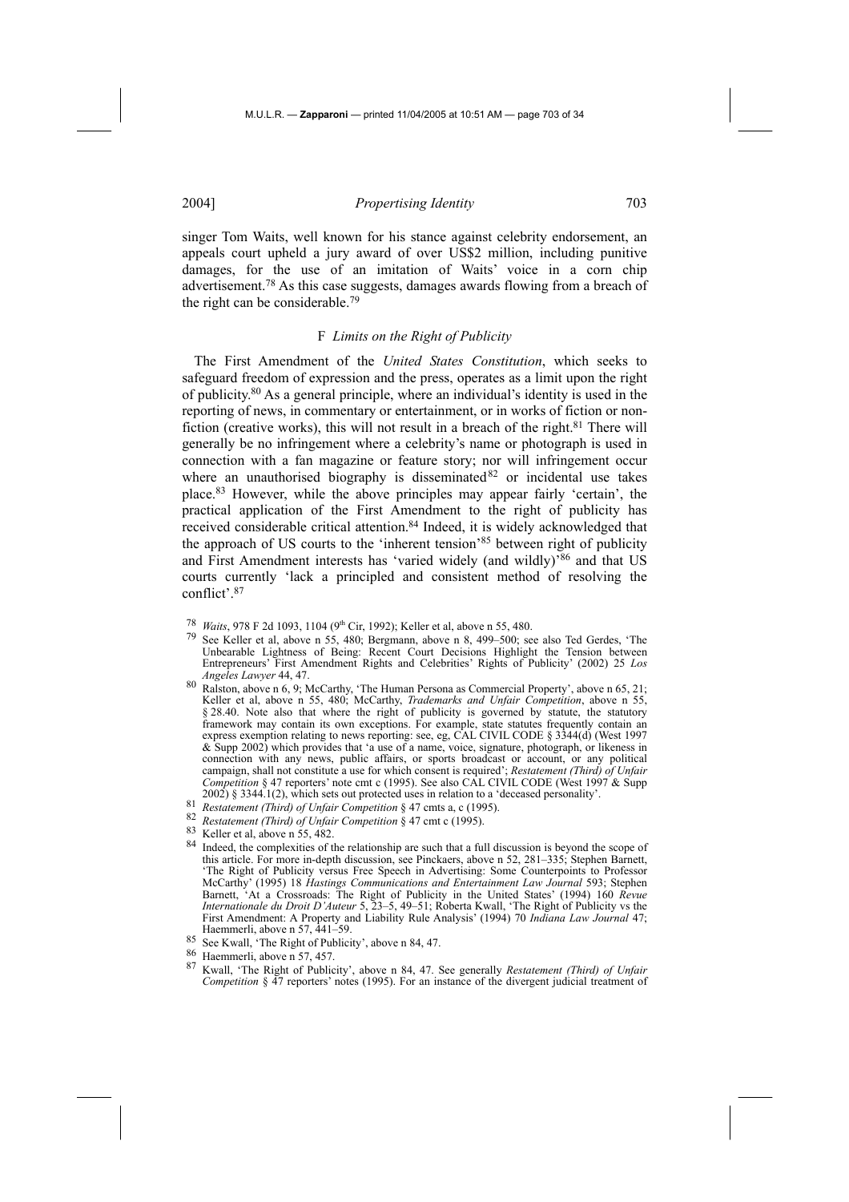singer Tom Waits, well known for his stance against celebrity endorsement, an appeals court upheld a jury award of over US$2 million, including punitive damages, for the use of an imitation of Waits' voice in a corn chip advertisement.[78] As this case suggests, damages awards flowing from a breach of the right can be considerable.[79]

### F *Limits on the Right of Publicity*

The First Amendment of the *United States Constitution*, which seeks to safeguard freedom of expression and the press, operates as a limit upon the right of publicity.[80] As a general principle, where an individual's identity is used in the reporting of news, in commentary or entertainment, or in works of fiction or non-fiction (creative works), this will not result in a breach of the right.[81] There will generally be no infringement where a celebrity's name or photograph is used in connection with a fan magazine or feature story; nor will infringement occur where an unauthorised biography is disseminated[82] or incidental use takes place.[83] However, while the above principles may appear fairly 'certain', the practical application of the First Amendment to the right of publicity has received considerable critical attention.[84] Indeed, it is widely acknowledged that the approach of US courts to the 'inherent tension'[85] between right of publicity and First Amendment interests has 'varied widely (and wildly)'[86] and that US courts currently 'lack a principled and consistent method of resolving the conflict'.[87]

---

[78] *Waits*, 978 F 2d 1093, 1104 (9th Cir, 1992); Keller et al, above n 55, 480.

[79] See Keller et al, above n 55, 480; Bergmann, above n 8, 499–500; see also Ted Gerdes, 'The Unbearable Lightness of Being: Recent Court Decisions Highlight the Tension between Entrepreneurs' First Amendment Rights and Celebrities' Rights of Publicity' (2002) 25 *Los Angeles Lawyer* 44, 47.

[80] Ralston, above n 6, 9; McCarthy, 'The Human Persona as Commercial Property', above n 65, 21; Keller et al, above n 55, 480; McCarthy, *Trademarks and Unfair Competition*, above n 55, § 28.40. Note also that where the right of publicity is governed by statute, the statutory framework may contain its own exceptions. For example, state statutes frequently contain an express exemption relating to news reporting: see, eg, CAL CIVIL CODE § 3344(d) (West 1997 & Supp 2002) which provides that 'a use of a name, voice, signature, photograph, or likeness in connection with any news, public affairs, or sports broadcast or account, or any political campaign, shall not constitute a use for which consent is required'; *Restatement (Third) of Unfair Competition* § 47 reporters' note cmt c (1995). See also CAL CIVIL CODE (West 1997 & Supp 2002) § 3344.1(2), which sets out protected uses in relation to a 'deceased personality'.

[81] *Restatement (Third) of Unfair Competition* § 47 cmts a, c (1995).

[82] *Restatement (Third) of Unfair Competition* § 47 cmt c (1995).

[83] Keller et al, above n 55, 482.

[84] Indeed, the complexities of the relationship are such that a full discussion is beyond the scope of this article. For more in-depth discussion, see Pinckaers, above n 52, 281–335; Stephen Barnett, 'The Right of Publicity versus Free Speech in Advertising: Some Counterpoints to Professor McCarthy' (1995) 18 *Hastings Communications and Entertainment Law Journal* 593; Stephen Barnett, 'At a Crossroads: The Right of Publicity in the United States' (1994) 160 *Revue Internationale du Droit D'Auteur* 5, 23–5, 49–51; Roberta Kwall, 'The Right of Publicity vs the First Amendment: A Property and Liability Rule Analysis' (1994) 70 *Indiana Law Journal* 47; Haemmerli, above n 57, 441–59.

[85] See Kwall, 'The Right of Publicity', above n 84, 47.

[86] Haemmerli, above n 57, 457.

[87] Kwall, 'The Right of Publicity', above n 84, 47. See generally *Restatement (Third) of Unfair Competition* § 47 reporters' notes (1995). For an instance of the divergent judicial treatment of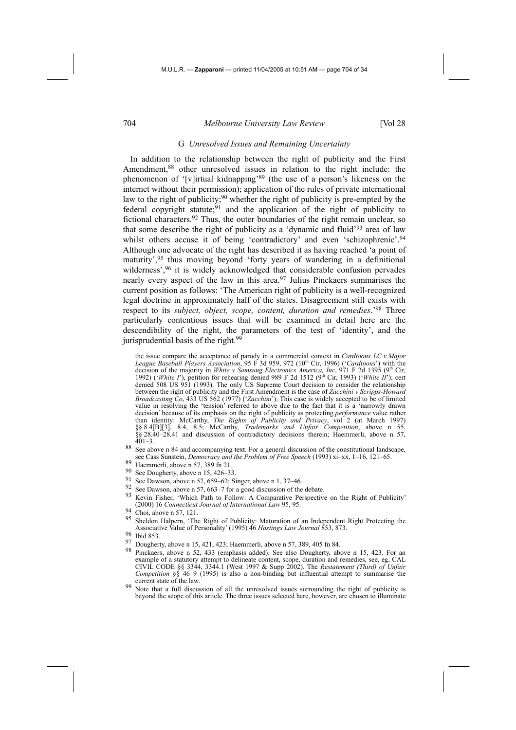### G *Unresolved Issues and Remaining Uncertainty*

In addition to the relationship between the right of publicity and the First Amendment,[88] other unresolved issues in relation to the right include: the phenomenon of '[v]irtual kidnapping'[89] (the use of a person's likeness on the internet without their permission); application of the rules of private international law to the right of publicity;[90] whether the right of publicity is pre-empted by the federal copyright statute;[91] and the application of the right of publicity to fictional characters.[92] Thus, the outer boundaries of the right remain unclear, so that some describe the right of publicity as a 'dynamic and fluid'[93] area of law whilst others accuse it of being 'contradictory' and even 'schizophrenic'.[94] Although one advocate of the right has described it as having reached 'a point of maturity',[95] thus moving beyond 'forty years of wandering in a definitional wilderness',[96] it is widely acknowledged that considerable confusion pervades nearly every aspect of the law in this area.[97] Julius Pinckaers summarises the current position as follows: 'The American right of publicity is a well-recognized legal doctrine in approximately half of the states. Disagreement still exists with respect to its *subject, object, scope, content, duration and remedies*.'[98] Three particularly contentious issues that will be examined in detail here are the descendibility of the right, the parameters of the test of 'identity', and the jurisprudential basis of the right.[99]

the issue compare the acceptance of parody in a commercial context in *Cardtoons LC v Major League Baseball Players Association*, 95 F 3d 959, 972 (10th Cir, 1996) ('*Cardtoons*') with the decision of the majority in *White v Samsung Electronics America, Inc*, 971 F 2d 1395 (9th Cir, 1992) ('*White I*'), petition for rehearing denied 989 F 2d 1512 (9th Cir, 1993) ('*White II*'); cert denied 508 US 951 (1993). The only US Supreme Court decision to consider the relationship between the right of publicity and the First Amendment is the case of *Zacchini v Scripps-Howard Broadcasting Co*, 433 US 562 (1977) ('*Zacchini*'). This case is widely accepted to be of limited value in resolving the 'tension' referred to above due to the fact that it is a 'narrowly drawn decision' because of its emphasis on the right of publicity as protecting *performance* value rather than identity: McCarthy, *The Rights of Publicity and Privacy*, vol 2 (at March 1997) §§ 8.4[B][3], 8.4, 8.5; McCarthy, *Trademarks and Unfair Competition*, above n 55, §§ 28.40–28.41 and discussion of contradictory decisions therein; Haemmerli, above n 57, 401–3.

[88] See above n 84 and accompanying text. For a general discussion of the constitutional landscape, see Cass Sunstein, *Democracy and the Problem of Free Speech* (1993) xi–xx, 1–16, 121–65.

[89] Haemmerli, above n 57, 389 fn 21.

[90] See Dougherty, above n 15, 426–33.

[91] See Dawson, above n 57, 659–62; Singer, above n 1, 37–46.

[92] See Dawson, above n 57, 663–7 for a good discussion of the debate.

[93] Kevin Fisher, 'Which Path to Follow: A Comparative Perspective on the Right of Publicity' (2000) 16 *Connecticut Journal of International Law* 95, 95.

[94] Choi, above n 57, 121.

[95] Sheldon Halpern, 'The Right of Publicity: Maturation of an Independent Right Protecting the Associative Value of Personality' (1995) 46 *Hastings Law Journal* 853, 873.

[96] Ibid 853.

[97] Dougherty, above n 15, 421, 423; Haemmerli, above n 57, 389, 405 fn 84.

[98] Pinckaers, above n 52, 433 (emphasis added). See also Dougherty, above n 15, 423. For an example of a statutory attempt to delineate content, scope, duration and remedies, see, eg, CAL CIVIL CODE §§ 3344, 3344.1 (West 1997 & Supp 2002). The *Restatement (Third) of Unfair Competition* §§ 46–9 (1995) is also a non-binding but influential attempt to summarise the current state of the law.

[99] Note that a full discussion of all the unresolved issues surrounding the right of publicity is beyond the scope of this article. The three issues selected here, however, are chosen to illuminate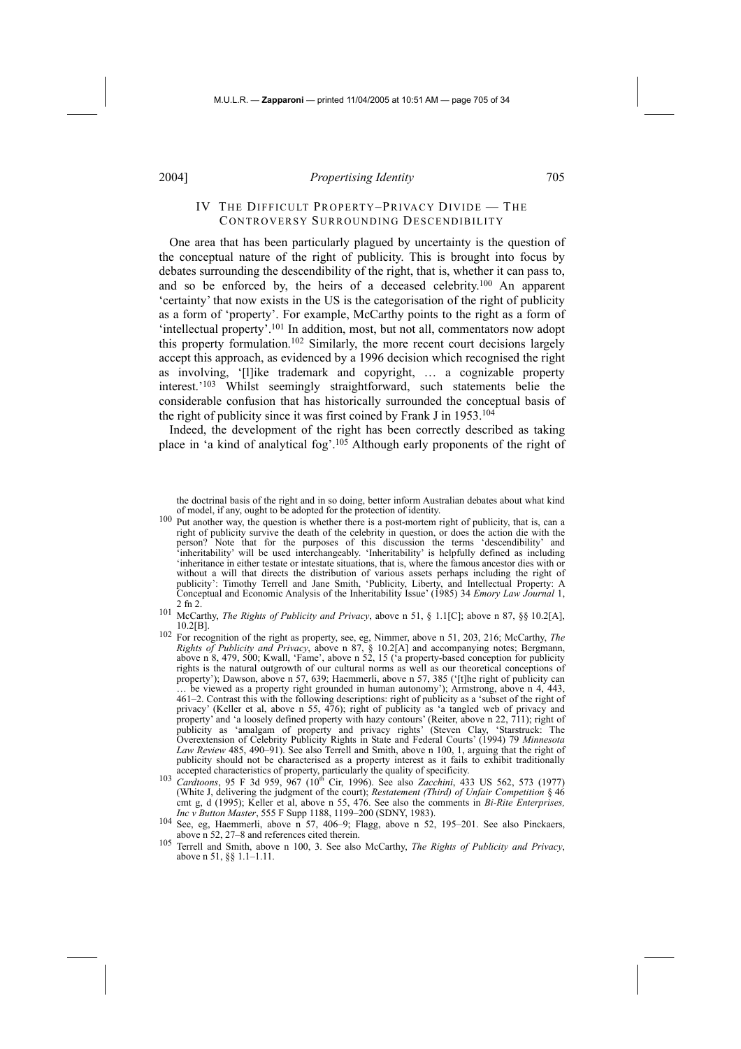## IV The Difficult Property–Privacy Divide — The Controversy Surrounding Descendibility

One area that has been particularly plagued by uncertainty is the question of the conceptual nature of the right of publicity. This is brought into focus by debates surrounding the descendibility of the right, that is, whether it can pass to, and so be enforced by, the heirs of a deceased celebrity.[100] An apparent 'certainty' that now exists in the US is the categorisation of the right of publicity as a form of 'property'. For example, McCarthy points to the right as a form of 'intellectual property'.[101] In addition, most, but not all, commentators now adopt this property formulation.[102] Similarly, the more recent court decisions largely accept this approach, as evidenced by a 1996 decision which recognised the right as involving, '[l]ike trademark and copyright, … a cognizable property interest.'[103] Whilst seemingly straightforward, such statements belie the considerable confusion that has historically surrounded the conceptual basis of the right of publicity since it was first coined by Frank J in 1953.[104]

Indeed, the development of the right has been correctly described as taking place in 'a kind of analytical fog'.[105] Although early proponents of the right of

---

the doctrinal basis of the right and in so doing, better inform Australian debates about what kind of model, if any, ought to be adopted for the protection of identity.

[100] Put another way, the question is whether there is a post-mortem right of publicity, that is, can a right of publicity survive the death of the celebrity in question, or does the action die with the person? Note that for the purposes of this discussion the terms 'descendibility' and 'inheritability' will be used interchangeably. 'Inheritability' is helpfully defined as including 'inheritance in either testate or intestate situations, that is, where the famous ancestor dies with or without a will that directs the distribution of various assets perhaps including the right of publicity': Timothy Terrell and Jane Smith, 'Publicity, Liberty, and Intellectual Property: A Conceptual and Economic Analysis of the Inheritability Issue' (1985) 34 *Emory Law Journal* 1, 2 fn 2.

[101] McCarthy, *The Rights of Publicity and Privacy*, above n 51, § 1.1[C]; above n 87, §§ 10.2[A], 10.2[B].

[102] For recognition of the right as property, see, eg, Nimmer, above n 51, 203, 216; McCarthy, *The Rights of Publicity and Privacy*, above n 87, § 10.2[A] and accompanying notes; Bergmann, above n 8, 479, 500; Kwall, 'Fame', above n 52, 15 ('a property-based conception for publicity rights is the natural outgrowth of our cultural norms as well as our theoretical conceptions of property'); Dawson, above n 57, 639; Haemmerli, above n 57, 385 ('[t]he right of publicity can … be viewed as a property right grounded in human autonomy'); Armstrong, above n 4, 443, 461–2. Contrast this with the following descriptions: right of publicity as a 'subset of the right of privacy' (Keller et al, above n 55, 476); right of publicity as 'a tangled web of privacy and property' and 'a loosely defined property with hazy contours' (Reiter, above n 22, 711); right of publicity as 'amalgam of property and privacy rights' (Steven Clay, 'Starstruck: The Overextension of Celebrity Publicity Rights in State and Federal Courts' (1994) 79 *Minnesota Law Review* 485, 490–91). See also Terrell and Smith, above n 100, 1, arguing that the right of publicity should not be characterised as a property interest as it fails to exhibit traditionally accepted characteristics of property, particularly the quality of specificity.

[103] *Cardtoons*, 95 F 3d 959, 967 (10th Cir, 1996). See also *Zacchini*, 433 US 562, 573 (1977) (White J, delivering the judgment of the court); *Restatement (Third) of Unfair Competition* § 46 cmt g, d (1995); Keller et al, above n 55, 476. See also the comments in *Bi-Rite Enterprises, Inc v Button Master*, 555 F Supp 1188, 1199–200 (SDNY, 1983).

[104] See, eg, Haemmerli, above n 57, 406–9; Flagg, above n 52, 195–201. See also Pinckaers, above n 52, 27–8 and references cited therein.

[105] Terrell and Smith, above n 100, 3. See also McCarthy, *The Rights of Publicity and Privacy*, above n 51, §§ 1.1–1.11.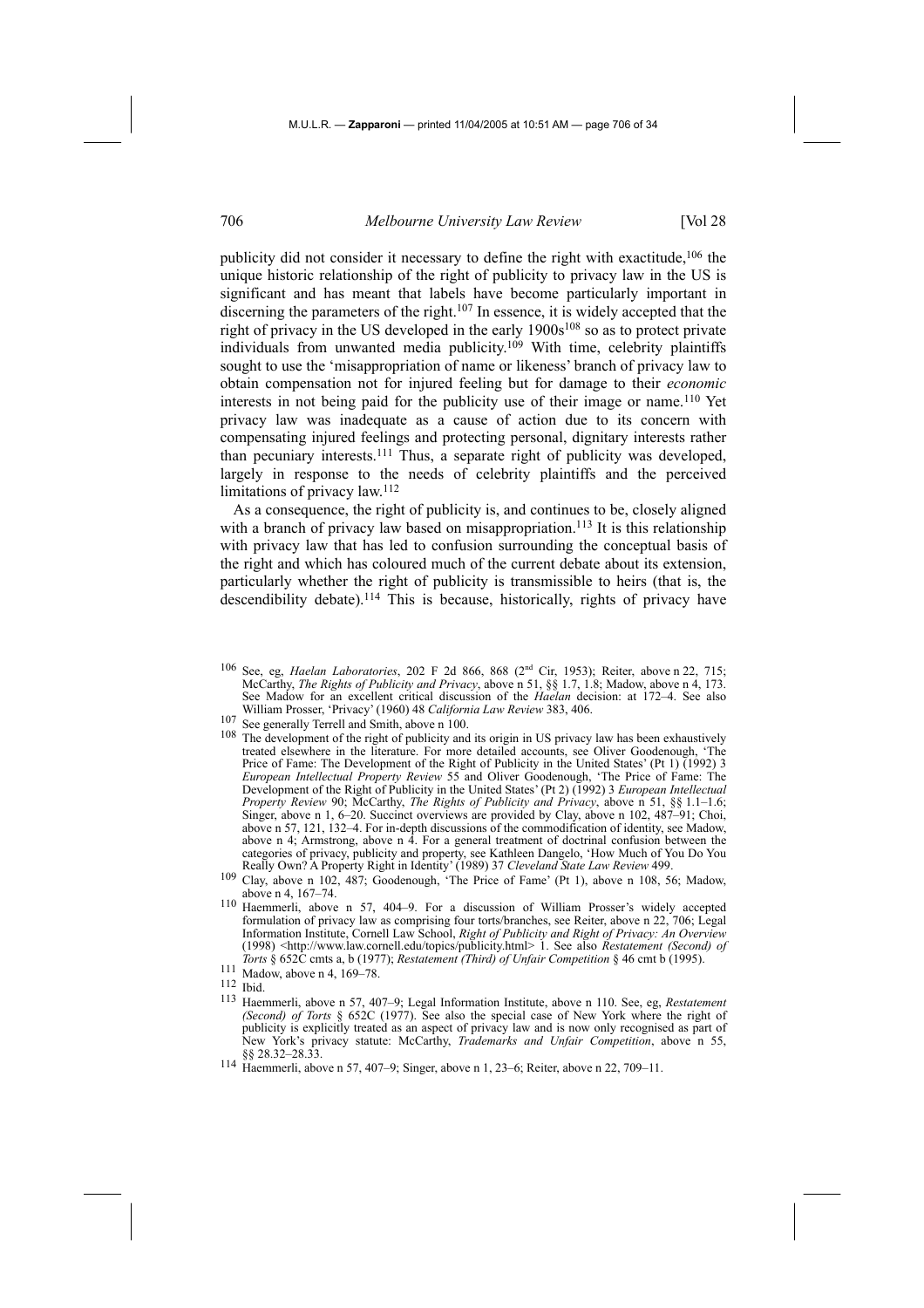publicity did not consider it necessary to define the right with exactitude,[106] the unique historic relationship of the right of publicity to privacy law in the US is significant and has meant that labels have become particularly important in discerning the parameters of the right.[107] In essence, it is widely accepted that the right of privacy in the US developed in the early 1900s[108] so as to protect private individuals from unwanted media publicity.[109] With time, celebrity plaintiffs sought to use the 'misappropriation of name or likeness' branch of privacy law to obtain compensation not for injured feeling but for damage to their *economic* interests in not being paid for the publicity use of their image or name.[110] Yet privacy law was inadequate as a cause of action due to its concern with compensating injured feelings and protecting personal, dignitary interests rather than pecuniary interests.[111] Thus, a separate right of publicity was developed, largely in response to the needs of celebrity plaintiffs and the perceived limitations of privacy law.[112]

As a consequence, the right of publicity is, and continues to be, closely aligned with a branch of privacy law based on misappropriation.[113] It is this relationship with privacy law that has led to confusion surrounding the conceptual basis of the right and which has coloured much of the current debate about its extension, particularly whether the right of publicity is transmissible to heirs (that is, the descendibility debate).[114] This is because, historically, rights of privacy have

---

[106] See, eg, *Haelan Laboratories*, 202 F 2d 866, 868 (2nd Cir, 1953); Reiter, above n 22, 715; McCarthy, *The Rights of Publicity and Privacy*, above n 51, §§ 1.7, 1.8; Madow, above n 4, 173. See Madow for an excellent critical discussion of the *Haelan* decision: at 172–4. See also William Prosser, 'Privacy' (1960) 48 *California Law Review* 383, 406.

[107] See generally Terrell and Smith, above n 100.

[108] The development of the right of publicity and its origin in US privacy law has been exhaustively treated elsewhere in the literature. For more detailed accounts, see Oliver Goodenough, 'The Price of Fame: The Development of the Right of Publicity in the United States' (Pt 1) (1992) 3 *European Intellectual Property Review* 55 and Oliver Goodenough, 'The Price of Fame: The Development of the Right of Publicity in the United States' (Pt 2) (1992) 3 *European Intellectual Property Review* 90; McCarthy, *The Rights of Publicity and Privacy*, above n 51, §§ 1.1–1.6; Singer, above n 1, 6–20. Succinct overviews are provided by Clay, above n 102, 487–91; Choi, above n 57, 121, 132–4. For in-depth discussions of the commodification of identity, see Madow, above n 4; Armstrong, above n 4. For a general treatment of doctrinal confusion between the categories of privacy, publicity and property, see Kathleen Dangelo, 'How Much of You Do You Really Own? A Property Right in Identity' (1989) 37 *Cleveland State Law Review* 499.

[109] Clay, above n 102, 487; Goodenough, 'The Price of Fame' (Pt 1), above n 108, 56; Madow, above n 4, 167–74.

[110] Haemmerli, above n 57, 404–9. For a discussion of William Prosser's widely accepted formulation of privacy law as comprising four torts/branches, see Reiter, above n 22, 706; Legal Information Institute, Cornell Law School, *Right of Publicity and Right of Privacy: An Overview* (1998) <http://www.law.cornell.edu/topics/publicity.html> 1. See also *Restatement (Second) of Torts* § 652C cmts a, b (1977); *Restatement (Third) of Unfair Competition* § 46 cmt b (1995).

[111] Madow, above n 4, 169–78.

[112] Ibid.

[113] Haemmerli, above n 57, 407–9; Legal Information Institute, above n 110. See, eg, *Restatement (Second) of Torts* § 652C (1977). See also the special case of New York where the right of publicity is explicitly treated as an aspect of privacy law and is now only recognised as part of New York's privacy statute: McCarthy, *Trademarks and Unfair Competition*, above n 55, §§ 28.32–28.33.

[114] Haemmerli, above n 57, 407–9; Singer, above n 1, 23–6; Reiter, above n 22, 709–11.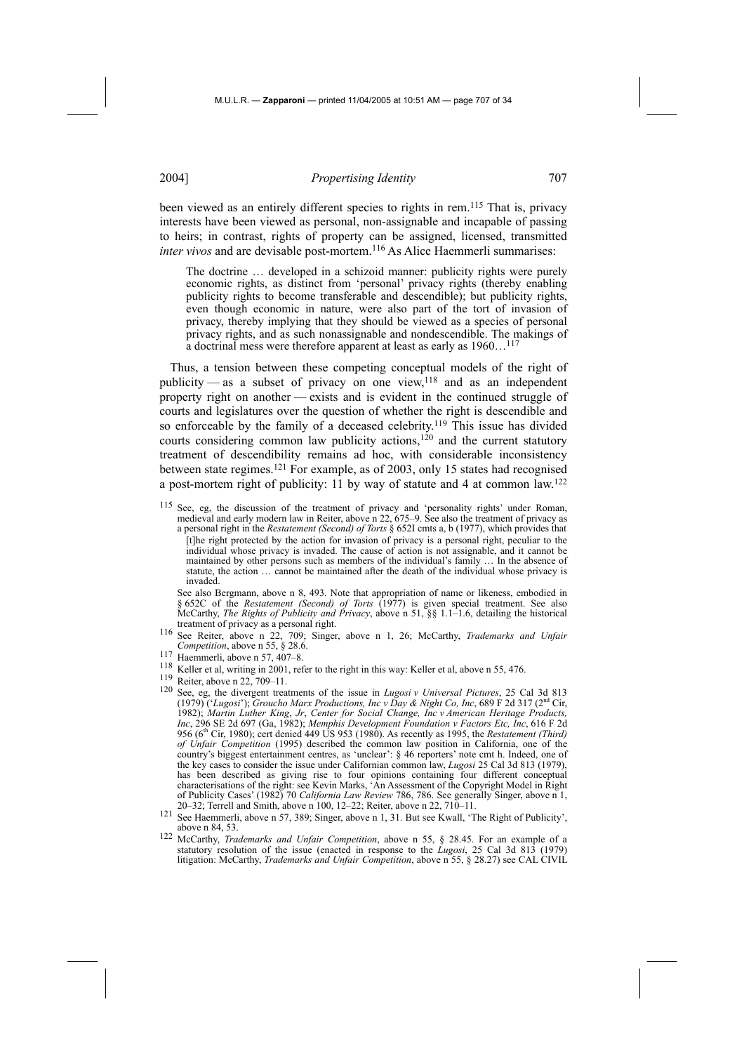been viewed as an entirely different species to rights in rem.[115] That is, privacy interests have been viewed as personal, non-assignable and incapable of passing to heirs; in contrast, rights of property can be assigned, licensed, transmitted *inter vivos* and are devisable post-mortem.[116] As Alice Haemmerli summarises:

> The doctrine … developed in a schizoid manner: publicity rights were purely economic rights, as distinct from 'personal' privacy rights (thereby enabling publicity rights to become transferable and descendible); but publicity rights, even though economic in nature, were also part of the tort of invasion of privacy, thereby implying that they should be viewed as a species of personal privacy rights, and as such nonassignable and nondescendible. The makings of a doctrinal mess were therefore apparent at least as early as 1960…[117]

Thus, a tension between these competing conceptual models of the right of publicity — as a subset of privacy on one view,[118] and as an independent property right on another — exists and is evident in the continued struggle of courts and legislatures over the question of whether the right is descendible and so enforceable by the family of a deceased celebrity.[119] This issue has divided courts considering common law publicity actions,[120] and the current statutory treatment of descendibility remains ad hoc, with considerable inconsistency between state regimes.[121] For example, as of 2003, only 15 states had recognised a post-mortem right of publicity: 11 by way of statute and 4 at common law.[122]

---

[115] See, eg, the discussion of the treatment of privacy and 'personality rights' under Roman, medieval and early modern law in Reiter, above n 22, 675–9. See also the treatment of privacy as a personal right in the *Restatement (Second) of Torts* § 652I cmts a, b (1977), which provides that

> [t]he right protected by the action for invasion of privacy is a personal right, peculiar to the individual whose privacy is invaded. The cause of action is not assignable, and it cannot be maintained by other persons such as members of the individual's family … In the absence of statute, the action … cannot be maintained after the death of the individual whose privacy is invaded.

See also Bergmann, above n 8, 493. Note that appropriation of name or likeness, embodied in § 652C of the *Restatement (Second) of Torts* (1977) is given special treatment. See also McCarthy, *The Rights of Publicity and Privacy*, above n 51, §§ 1.1–1.6, detailing the historical treatment of privacy as a personal right.

[116] See Reiter, above n 22, 709; Singer, above n 1, 26; McCarthy, *Trademarks and Unfair Competition*, above n 55, § 28.6.

[117] Haemmerli, above n 57, 407–8.

[118] Keller et al, writing in 2001, refer to the right in this way: Keller et al, above n 55, 476.

[119] Reiter, above n 22, 709–11.

[120] See, eg, the divergent treatments of the issue in *Lugosi v Universal Pictures*, 25 Cal 3d 813 (1979) ('*Lugosi*'); *Groucho Marx Productions, Inc v Day & Night Co, Inc*, 689 F 2d 317 (2nd Cir, 1982); *Martin Luther King, Jr, Center for Social Change, Inc v American Heritage Products, Inc*, 296 SE 2d 697 (Ga, 1982); *Memphis Development Foundation v Factors Etc, Inc*, 616 F 2d 956 (6th Cir, 1980); cert denied 449 US 953 (1980). As recently as 1995, the *Restatement (Third) of Unfair Competition* (1995) described the common law position in California, one of the country's biggest entertainment centres, as 'unclear': § 46 reporters' note cmt h. Indeed, one of the key cases to consider the issue under Californian common law, *Lugosi* 25 Cal 3d 813 (1979), has been described as giving rise to four opinions containing four different conceptual characterisations of the right: see Kevin Marks, 'An Assessment of the Copyright Model in Right of Publicity Cases' (1982) 70 *California Law Review* 786, 786. See generally Singer, above n 1, 20–32; Terrell and Smith, above n 100, 12–22; Reiter, above n 22, 710–11.

[121] See Haemmerli, above n 57, 389; Singer, above n 1, 31. But see Kwall, 'The Right of Publicity', above n 84, 53.

[122] McCarthy, *Trademarks and Unfair Competition*, above n 55, § 28.45. For an example of a statutory resolution of the issue (enacted in response to the *Lugosi*, 25 Cal 3d 813 (1979) litigation: McCarthy, *Trademarks and Unfair Competition*, above n 55, § 28.27) see CAL CIVIL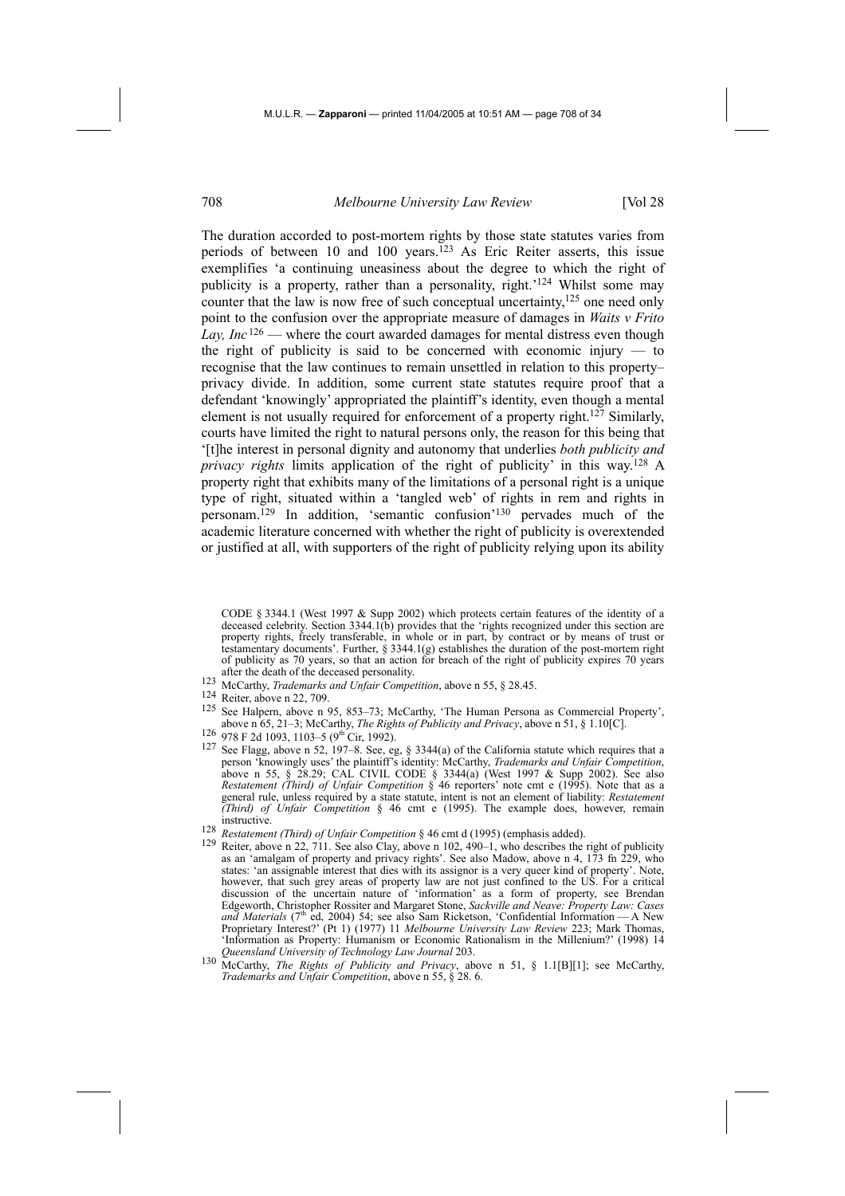The duration accorded to post-mortem rights by those state statutes varies from periods of between 10 and 100 years.[123] As Eric Reiter asserts, this issue exemplifies 'a continuing uneasiness about the degree to which the right of publicity is a property, rather than a personality, right.'[124] Whilst some may counter that the law is now free of such conceptual uncertainty,[125] one need only point to the confusion over the appropriate measure of damages in *Waits v Frito Lay, Inc*[126] — where the court awarded damages for mental distress even though the right of publicity is said to be concerned with economic injury — to recognise that the law continues to remain unsettled in relation to this property–privacy divide. In addition, some current state statutes require proof that a defendant 'knowingly' appropriated the plaintiff's identity, even though a mental element is not usually required for enforcement of a property right.[127] Similarly, courts have limited the right to natural persons only, the reason for this being that '[t]he interest in personal dignity and autonomy that underlies *both publicity and privacy rights* limits application of the right of publicity' in this way.[128] A property right that exhibits many of the limitations of a personal right is a unique type of right, situated within a 'tangled web' of rights in rem and rights in personam.[129] In addition, 'semantic confusion'[130] pervades much of the academic literature concerned with whether the right of publicity is overextended or justified at all, with supporters of the right of publicity relying upon its ability

CODE § 3344.1 (West 1997 & Supp 2002) which protects certain features of the identity of a deceased celebrity. Section 3344.1(b) provides that the 'rights recognized under this section are property rights, freely transferable, in whole or in part, by contract or by means of trust or testamentary documents'. Further, § 3344.1(g) establishes the duration of the post-mortem right of publicity as 70 years, so that an action for breach of the right of publicity expires 70 years after the death of the deceased personality.

[123] McCarthy, *Trademarks and Unfair Competition*, above n 55, § 28.45.

[124] Reiter, above n 22, 709.

[125] See Halpern, above n 95, 853–73; McCarthy, 'The Human Persona as Commercial Property', above n 65, 21–3; McCarthy, *The Rights of Publicity and Privacy*, above n 51, § 1.10[C].

[126] 978 F 2d 1093, 1103–5 (9th Cir, 1992).

[127] See Flagg, above n 52, 197–8. See, eg, § 3344(a) of the California statute which requires that a person 'knowingly uses' the plaintiff's identity: McCarthy, *Trademarks and Unfair Competition*, above n 55, § 28.29; CAL CIVIL CODE § 3344(a) (West 1997 & Supp 2002). See also *Restatement (Third) of Unfair Competition* § 46 reporters' note cmt e (1995). Note that as a general rule, unless required by a state statute, intent is not an element of liability: *Restatement (Third) of Unfair Competition* § 46 cmt e (1995). The example does, however, remain instructive.

[128] *Restatement (Third) of Unfair Competition* § 46 cmt d (1995) (emphasis added).

[129] Reiter, above n 22, 711. See also Clay, above n 102, 490–1, who describes the right of publicity as an 'amalgam of property and privacy rights'. See also Madow, above n 4, 173 fn 229, who states: 'an assignable interest that dies with its assignor is a very queer kind of property'. Note, however, that such grey areas of property law are not just confined to the US. For a critical discussion of the uncertain nature of 'information' as a form of property, see Brendan Edgeworth, Christopher Rossiter and Margaret Stone, *Sackville and Neave: Property Law: Cases and Materials* (7th ed, 2004) 54; see also Sam Ricketson, 'Confidential Information — A New Proprietary Interest?' (Pt 1) (1977) 11 *Melbourne University Law Review* 223; Mark Thomas, 'Information as Property: Humanism or Economic Rationalism in the Millenium?' (1998) 14 *Queensland University of Technology Law Journal* 203.

[130] McCarthy, *The Rights of Publicity and Privacy*, above n 51, § 1.1[B][1]; see McCarthy, *Trademarks and Unfair Competition*, above n 55, § 28. 6.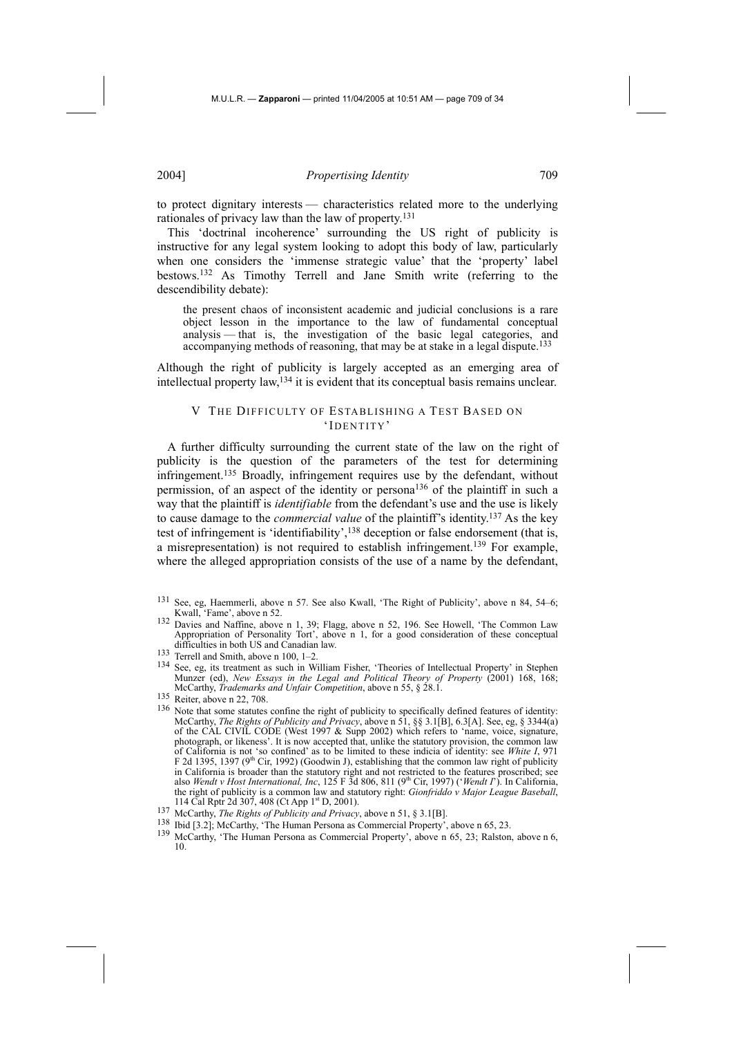to protect dignitary interests — characteristics related more to the underlying rationales of privacy law than the law of property.[131]

This 'doctrinal incoherence' surrounding the US right of publicity is instructive for any legal system looking to adopt this body of law, particularly when one considers the 'immense strategic value' that the 'property' label bestows.[132] As Timothy Terrell and Jane Smith write (referring to the descendibility debate):

> the present chaos of inconsistent academic and judicial conclusions is a rare object lesson in the importance to the law of fundamental conceptual analysis — that is, the investigation of the basic legal categories, and accompanying methods of reasoning, that may be at stake in a legal dispute.[133]

Although the right of publicity is largely accepted as an emerging area of intellectual property law,[134] it is evident that its conceptual basis remains unclear.

## V THE DIFFICULTY OF ESTABLISHING A TEST BASED ON 'IDENTITY'

A further difficulty surrounding the current state of the law on the right of publicity is the question of the parameters of the test for determining infringement.[135] Broadly, infringement requires use by the defendant, without permission, of an aspect of the identity or persona[136] of the plaintiff in such a way that the plaintiff is *identifiable* from the defendant's use and the use is likely to cause damage to the *commercial value* of the plaintiff's identity.[137] As the key test of infringement is 'identifiability',[138] deception or false endorsement (that is, a misrepresentation) is not required to establish infringement.[139] For example, where the alleged appropriation consists of the use of a name by the defendant,

---

[131] See, eg, Haemmerli, above n 57. See also Kwall, 'The Right of Publicity', above n 84, 54–6; Kwall, 'Fame', above n 52.

[132] Davies and Naffine, above n 1, 39; Flagg, above n 52, 196. See Howell, 'The Common Law Appropriation of Personality Tort', above n 1, for a good consideration of these conceptual difficulties in both US and Canadian law.

[133] Terrell and Smith, above n 100, 1–2.

[134] See, eg, its treatment as such in William Fisher, 'Theories of Intellectual Property' in Stephen Munzer (ed), *New Essays in the Legal and Political Theory of Property* (2001) 168, 168; McCarthy, *Trademarks and Unfair Competition*, above n 55, § 28.1.

[135] Reiter, above n 22, 708.

[136] Note that some statutes confine the right of publicity to specifically defined features of identity: McCarthy, *The Rights of Publicity and Privacy*, above n 51, §§ 3.1[B], 6.3[A]. See, eg, § 3344(a) of the CAL CIVIL CODE (West 1997 & Supp 2002) which refers to 'name, voice, signature, photograph, or likeness'. It is now accepted that, unlike the statutory provision, the common law of California is not 'so confined' as to be limited to these indicia of identity: see *White I*, 971 F 2d 1395, 1397 (9th Cir, 1992) (Goodwin J), establishing that the common law right of publicity in California is broader than the statutory right and not restricted to the features proscribed; see also *Wendt v Host International, Inc*, 125 F 3d 806, 811 (9th Cir, 1997) ('*Wendt I*'). In California, the right of publicity is a common law and statutory right: *Gionfriddo v Major League Baseball*, 114 Cal Rptr 2d 307, 408 (Ct App 1st D, 2001).

[137] McCarthy, *The Rights of Publicity and Privacy*, above n 51, § 3.1[B].

[138] Ibid [3.2]; McCarthy, 'The Human Persona as Commercial Property', above n 65, 23.

[139] McCarthy, 'The Human Persona as Commercial Property', above n 65, 23; Ralston, above n 6, 10.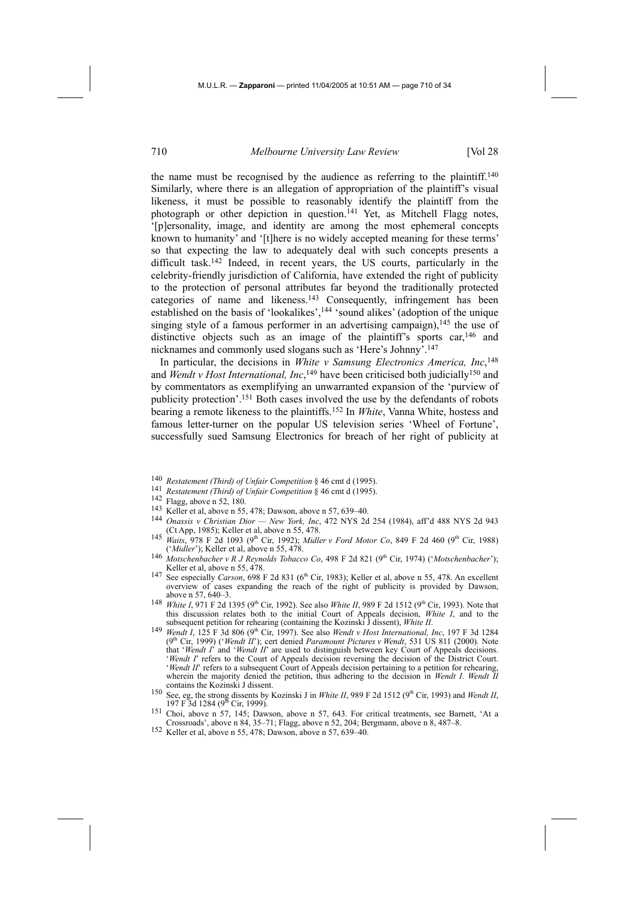the name must be recognised by the audience as referring to the plaintiff.[140] Similarly, where there is an allegation of appropriation of the plaintiff's visual likeness, it must be possible to reasonably identify the plaintiff from the photograph or other depiction in question.[141] Yet, as Mitchell Flagg notes, '[p]ersonality, image, and identity are among the most ephemeral concepts known to humanity' and '[t]here is no widely accepted meaning for these terms' so that expecting the law to adequately deal with such concepts presents a difficult task.[142] Indeed, in recent years, the US courts, particularly in the celebrity-friendly jurisdiction of California, have extended the right of publicity to the protection of personal attributes far beyond the traditionally protected categories of name and likeness.[143] Consequently, infringement has been established on the basis of 'lookalikes',[144] 'sound alikes' (adoption of the unique singing style of a famous performer in an advertising campaign),[145] the use of distinctive objects such as an image of the plaintiff's sports car,[146] and nicknames and commonly used slogans such as 'Here's Johnny'.[147]

In particular, the decisions in *White v Samsung Electronics America, Inc*,[148] and *Wendt v Host International, Inc*,[149] have been criticised both judicially[150] and by commentators as exemplifying an unwarranted expansion of the 'purview of publicity protection'.[151] Both cases involved the use by the defendants of robots bearing a remote likeness to the plaintiffs.[152] In *White*, Vanna White, hostess and famous letter-turner on the popular US television series 'Wheel of Fortune', successfully sued Samsung Electronics for breach of her right of publicity at

---

[140] *Restatement (Third) of Unfair Competition* § 46 cmt d (1995).

[141] *Restatement (Third) of Unfair Competition* § 46 cmt d (1995).

[142] Flagg, above n 52, 180.

[143] Keller et al, above n 55, 478; Dawson, above n 57, 639–40.

[144] *Onassis v Christian Dior — New York, Inc*, 472 NYS 2d 254 (1984), aff'd 488 NYS 2d 943 (Ct App, 1985); Keller et al, above n 55, 478.

[145] *Waits*, 978 F 2d 1093 (9th Cir, 1992); *Midler v Ford Motor Co*, 849 F 2d 460 (9th Cir, 1988) ('*Midler*'); Keller et al, above n 55, 478.

[146] *Motschenbacher v R J Reynolds Tobacco Co*, 498 F 2d 821 (9th Cir, 1974) ('*Motschenbacher*'); Keller et al, above n 55, 478.

[147] See especially *Carson*, 698 F 2d 831 (6th Cir, 1983); Keller et al, above n 55, 478. An excellent overview of cases expanding the reach of the right of publicity is provided by Dawson, above n 57, 640–3.

[148] *White I*, 971 F 2d 1395 (9th Cir, 1992). See also *White II*, 989 F 2d 1512 (9th Cir, 1993). Note that this discussion relates both to the initial Court of Appeals decision, *White I*, and to the subsequent petition for rehearing (containing the Kozinski J dissent), *White II*.

[149] *Wendt I*, 125 F 3d 806 (9th Cir, 1997). See also *Wendt v Host International, Inc*, 197 F 3d 1284 (9th Cir, 1999) ('*Wendt II*'); cert denied *Paramount Pictures v Wendt*, 531 US 811 (2000). Note that '*Wendt I*' and '*Wendt II*' are used to distinguish between key Court of Appeals decisions. '*Wendt I*' refers to the Court of Appeals decision reversing the decision of the District Court. '*Wendt II*' refers to a subsequent Court of Appeals decision pertaining to a petition for rehearing, wherein the majority denied the petition, thus adhering to the decision in *Wendt I*. *Wendt II* contains the Kozinski J dissent.

[150] See, eg, the strong dissents by Kozinski J in *White II*, 989 F 2d 1512 (9th Cir, 1993) and *Wendt II*, 197 F 3d 1284 (9th Cir, 1999).

[151] Choi, above n 57, 145; Dawson, above n 57, 643. For critical treatments, see Barnett, 'At a Crossroads', above n 84, 35–71; Flagg, above n 52, 204; Bergmann, above n 8, 487–8.

[152] Keller et al, above n 55, 478; Dawson, above n 57, 639–40.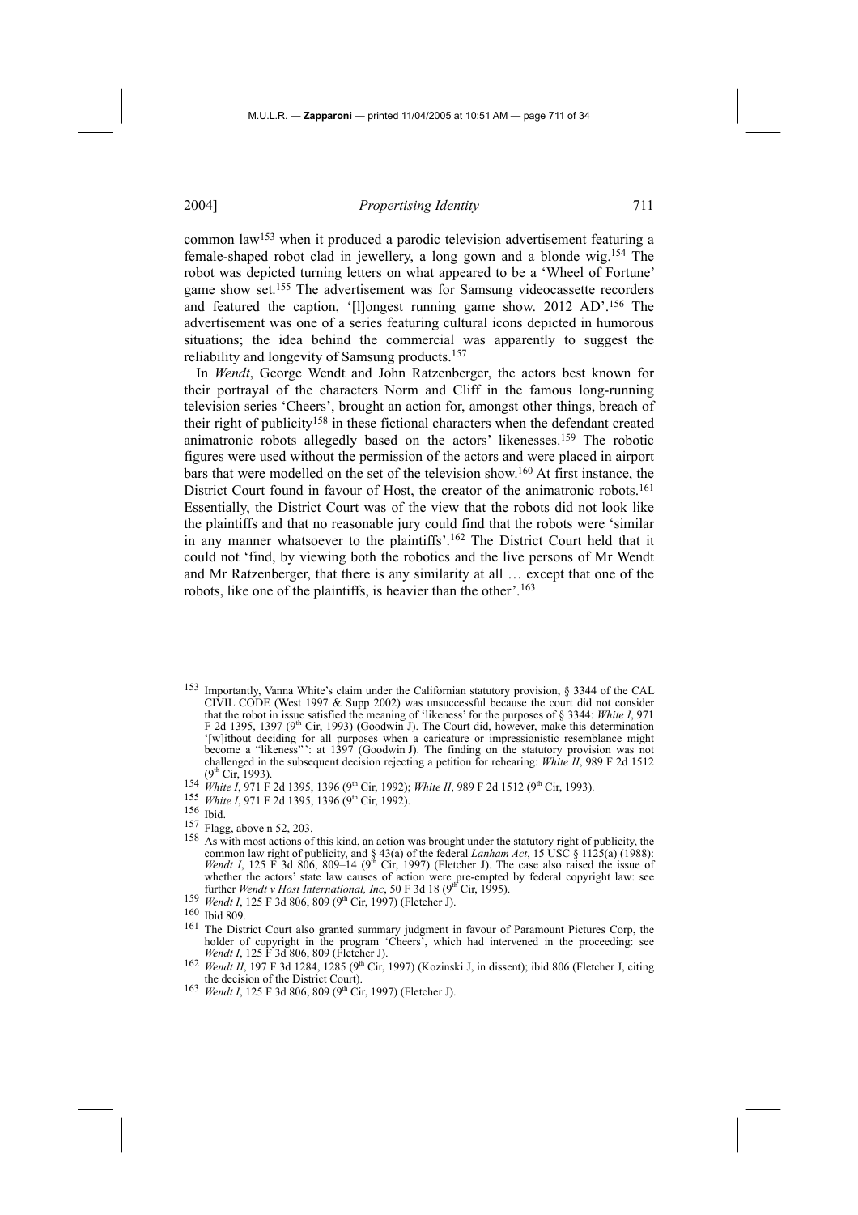common law[153] when it produced a parodic television advertisement featuring a female-shaped robot clad in jewellery, a long gown and a blonde wig.[154] The robot was depicted turning letters on what appeared to be a 'Wheel of Fortune' game show set.[155] The advertisement was for Samsung videocassette recorders and featured the caption, '[l]ongest running game show. 2012 AD'.[156] The advertisement was one of a series featuring cultural icons depicted in humorous situations; the idea behind the commercial was apparently to suggest the reliability and longevity of Samsung products.[157]

In *Wendt*, George Wendt and John Ratzenberger, the actors best known for their portrayal of the characters Norm and Cliff in the famous long-running television series 'Cheers', brought an action for, amongst other things, breach of their right of publicity[158] in these fictional characters when the defendant created animatronic robots allegedly based on the actors' likenesses.[159] The robotic figures were used without the permission of the actors and were placed in airport bars that were modelled on the set of the television show.[160] At first instance, the District Court found in favour of Host, the creator of the animatronic robots.[161] Essentially, the District Court was of the view that the robots did not look like the plaintiffs and that no reasonable jury could find that the robots were 'similar in any manner whatsoever to the plaintiffs'.[162] The District Court held that it could not 'find, by viewing both the robotics and the live persons of Mr Wendt and Mr Ratzenberger, that there is any similarity at all … except that one of the robots, like one of the plaintiffs, is heavier than the other'.[163]

---

[153] Importantly, Vanna White's claim under the Californian statutory provision, § 3344 of the CAL CIVIL CODE (West 1997 & Supp 2002) was unsuccessful because the court did not consider that the robot in issue satisfied the meaning of 'likeness' for the purposes of § 3344: *White I*, 971 F 2d 1395, 1397 (9th Cir, 1993) (Goodwin J). The Court did, however, make this determination '[w]ithout deciding for all purposes when a caricature or impressionistic resemblance might become a "likeness"': at 1397 (Goodwin J). The finding on the statutory provision was not challenged in the subsequent decision rejecting a petition for rehearing: *White II*, 989 F 2d 1512 (9th Cir, 1993).

[154] *White I*, 971 F 2d 1395, 1396 (9th Cir, 1992); *White II*, 989 F 2d 1512 (9th Cir, 1993).

[155] *White I*, 971 F 2d 1395, 1396 (9th Cir, 1992).

[156] Ibid.

[157] Flagg, above n 52, 203.

[158] As with most actions of this kind, an action was brought under the statutory right of publicity, the common law right of publicity, and § 43(a) of the federal *Lanham Act*, 15 USC § 1125(a) (1988): *Wendt I*, 125 F 3d 806, 809–14 (9th Cir, 1997) (Fletcher J). The case also raised the issue of whether the actors' state law causes of action were pre-empted by federal copyright law: see further *Wendt v Host International, Inc*, 50 F 3d 18 (9th Cir, 1995).

[159] *Wendt I*, 125 F 3d 806, 809 (9th Cir, 1997) (Fletcher J).

[160] Ibid 809.

[161] The District Court also granted summary judgment in favour of Paramount Pictures Corp, the holder of copyright in the program 'Cheers', which had intervened in the proceeding: see *Wendt I*, 125 F 3d 806, 809 (Fletcher J).

[162] *Wendt II*, 197 F 3d 1284, 1285 (9th Cir, 1997) (Kozinski J, in dissent); ibid 806 (Fletcher J, citing the decision of the District Court).

[163] *Wendt I*, 125 F 3d 806, 809 (9th Cir, 1997) (Fletcher J).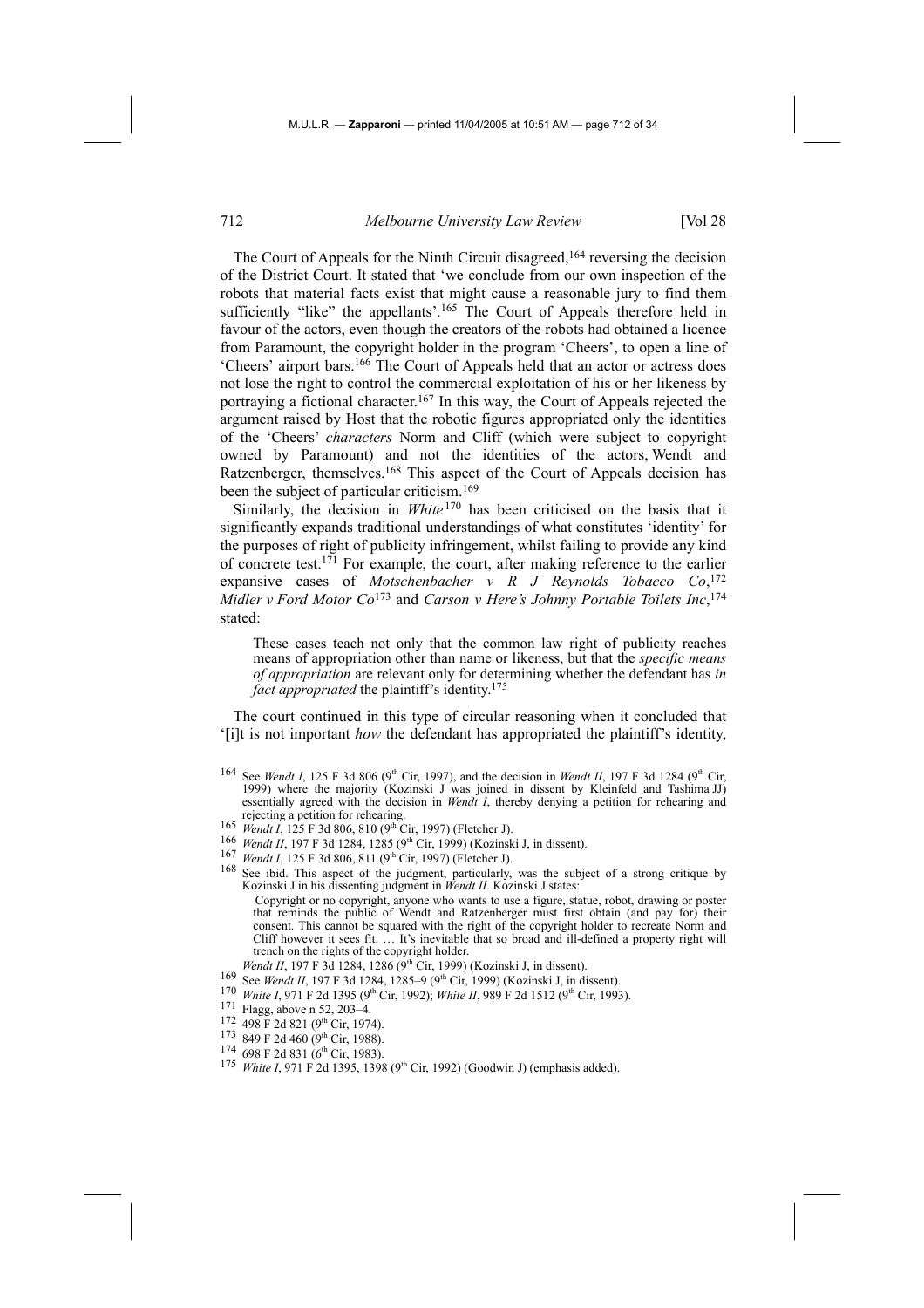The Court of Appeals for the Ninth Circuit disagreed,[164] reversing the decision of the District Court. It stated that 'we conclude from our own inspection of the robots that material facts exist that might cause a reasonable jury to find them sufficiently "like" the appellants'.[165] The Court of Appeals therefore held in favour of the actors, even though the creators of the robots had obtained a licence from Paramount, the copyright holder in the program 'Cheers', to open a line of 'Cheers' airport bars.[166] The Court of Appeals held that an actor or actress does not lose the right to control the commercial exploitation of his or her likeness by portraying a fictional character.[167] In this way, the Court of Appeals rejected the argument raised by Host that the robotic figures appropriated only the identities of the 'Cheers' *characters* Norm and Cliff (which were subject to copyright owned by Paramount) and not the identities of the actors, Wendt and Ratzenberger, themselves.[168] This aspect of the Court of Appeals decision has been the subject of particular criticism.[169]

Similarly, the decision in *White*[170] has been criticised on the basis that it significantly expands traditional understandings of what constitutes 'identity' for the purposes of right of publicity infringement, whilst failing to provide any kind of concrete test.[171] For example, the court, after making reference to the earlier expansive cases of *Motschenbacher v R J Reynolds Tobacco Co*,[172] *Midler v Ford Motor Co*[173] and *Carson v Here's Johnny Portable Toilets Inc*,[174] stated:

> These cases teach not only that the common law right of publicity reaches means of appropriation other than name or likeness, but that the *specific means of appropriation* are relevant only for determining whether the defendant has *in fact appropriated* the plaintiff's identity.[175]

The court continued in this type of circular reasoning when it concluded that '[i]t is not important *how* the defendant has appropriated the plaintiff's identity,

---

[164] See *Wendt I*, 125 F 3d 806 (9th Cir, 1997), and the decision in *Wendt II*, 197 F 3d 1284 (9th Cir, 1999) where the majority (Kozinski J was joined in dissent by Kleinfeld and Tashima JJ) essentially agreed with the decision in *Wendt I*, thereby denying a petition for rehearing and rejecting a petition for rehearing.

[165] *Wendt I*, 125 F 3d 806, 810 (9th Cir, 1997) (Fletcher J).

[166] *Wendt II*, 197 F 3d 1284, 1285 (9th Cir, 1999) (Kozinski J, in dissent).

[167] *Wendt I*, 125 F 3d 806, 811 (9th Cir, 1997) (Fletcher J).

[168] See ibid. This aspect of the judgment, particularly, was the subject of a strong critique by Kozinski J in his dissenting judgment in *Wendt II*. Kozinski J states:

> Copyright or no copyright, anyone who wants to use a figure, statue, robot, drawing or poster that reminds the public of Wendt and Ratzenberger must first obtain (and pay for) their consent. This cannot be squared with the right of the copyright holder to recreate Norm and Cliff however it sees fit. … It's inevitable that so broad and ill-defined a property right will trench on the rights of the copyright holder.

*Wendt II*, 197 F 3d 1284, 1286 (9th Cir, 1999) (Kozinski J, in dissent).

[169] See *Wendt II*, 197 F 3d 1284, 1285–9 (9th Cir, 1999) (Kozinski J, in dissent).

[170] *White I*, 971 F 2d 1395 (9th Cir, 1992); *White II*, 989 F 2d 1512 (9th Cir, 1993).

[171] Flagg, above n 52, 203–4.

[172] 498 F 2d 821 (9th Cir, 1974).

[173] 849 F 2d 460 (9th Cir, 1988).

[174] 698 F 2d 831 (6th Cir, 1983).

[175] *White I*, 971 F 2d 1395, 1398 (9th Cir, 1992) (Goodwin J) (emphasis added).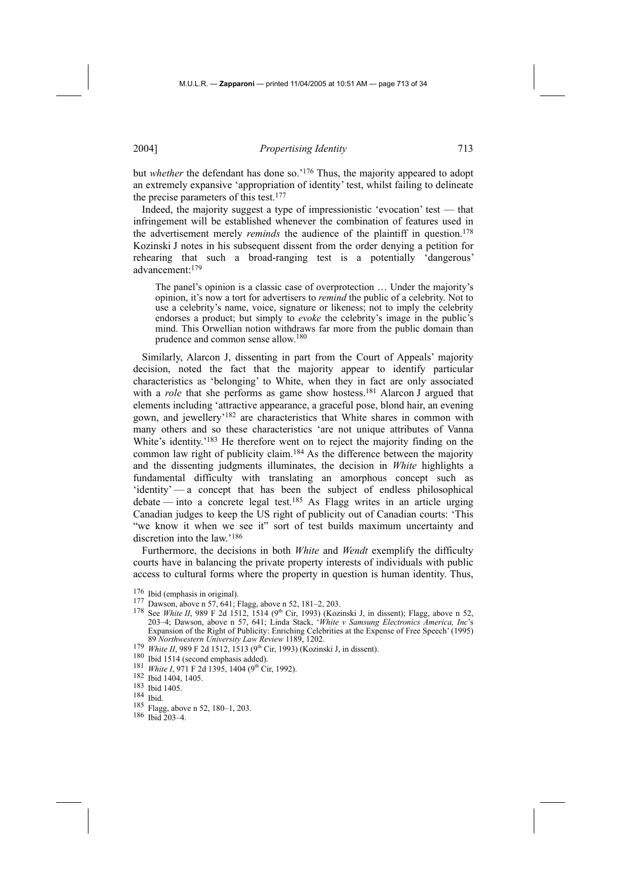but *whether* the defendant has done so.'[176] Thus, the majority appeared to adopt an extremely expansive 'appropriation of identity' test, whilst failing to delineate the precise parameters of this test.[177]

Indeed, the majority suggest a type of impressionistic 'evocation' test — that infringement will be established whenever the combination of features used in the advertisement merely *reminds* the audience of the plaintiff in question.[178] Kozinski J notes in his subsequent dissent from the order denying a petition for rehearing that such a broad-ranging test is a potentially 'dangerous' advancement:[179]

> The panel's opinion is a classic case of overprotection … Under the majority's opinion, it's now a tort for advertisers to *remind* the public of a celebrity. Not to use a celebrity's name, voice, signature or likeness; not to imply the celebrity endorses a product; but simply to *evoke* the celebrity's image in the public's mind. This Orwellian notion withdraws far more from the public domain than prudence and common sense allow.[180]

Similarly, Alarcon J, dissenting in part from the Court of Appeals' majority decision, noted the fact that the majority appear to identify particular characteristics as 'belonging' to White, when they in fact are only associated with a *role* that she performs as game show hostess.[181] Alarcon J argued that elements including 'attractive appearance, a graceful pose, blond hair, an evening gown, and jewellery'[182] are characteristics that White shares in common with many others and so these characteristics 'are not unique attributes of Vanna White's identity.'[183] He therefore went on to reject the majority finding on the common law right of publicity claim.[184] As the difference between the majority and the dissenting judgments illuminates, the decision in *White* highlights a fundamental difficulty with translating an amorphous concept such as 'identity' — a concept that has been the subject of endless philosophical debate — into a concrete legal test.[185] As Flagg writes in an article urging Canadian judges to keep the US right of publicity out of Canadian courts: 'This "we know it when we see it" sort of test builds maximum uncertainty and discretion into the law.'[186]

Furthermore, the decisions in both *White* and *Wendt* exemplify the difficulty courts have in balancing the private property interests of individuals with public access to cultural forms where the property in question is human identity. Thus,

---

[176] Ibid (emphasis in original).

[177] Dawson, above n 57, 641; Flagg, above n 52, 181–2, 203.

[178] See *White II*, 989 F 2d 1512, 1514 (9th Cir, 1993) (Kozinski J, in dissent); Flagg, above n 52, 203–4; Dawson, above n 57, 641; Linda Stack, '*White v Samsung Electronics America, Inc*'s Expansion of the Right of Publicity: Enriching Celebrities at the Expense of Free Speech' (1995) 89 *Northwestern University Law Review* 1189, 1202.

[179] *White II*, 989 F 2d 1512, 1513 (9th Cir, 1993) (Kozinski J, in dissent).

[180] Ibid 1514 (second emphasis added).

[181] *White I*, 971 F 2d 1395, 1404 (9th Cir, 1992).

[182] Ibid 1404, 1405.

[183] Ibid 1405.

[184] Ibid.

[185] Flagg, above n 52, 180–1, 203.

[186] Ibid 203–4.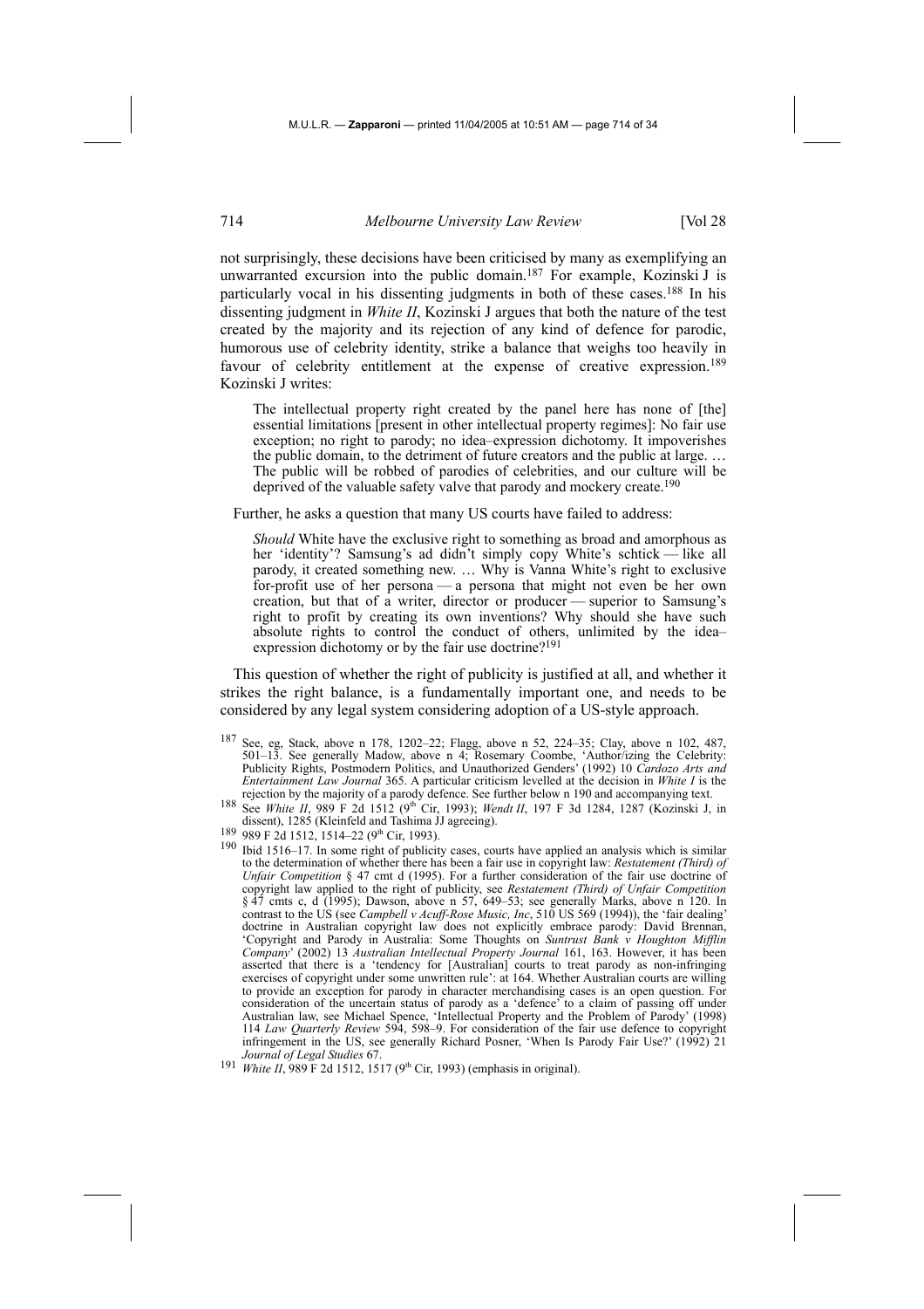not surprisingly, these decisions have been criticised by many as exemplifying an unwarranted excursion into the public domain.[187] For example, Kozinski J is particularly vocal in his dissenting judgments in both of these cases.[188] In his dissenting judgment in *White II*, Kozinski J argues that both the nature of the test created by the majority and its rejection of any kind of defence for parodic, humorous use of celebrity identity, strike a balance that weighs too heavily in favour of celebrity entitlement at the expense of creative expression.[189] Kozinski J writes:

> The intellectual property right created by the panel here has none of [the] essential limitations [present in other intellectual property regimes]: No fair use exception; no right to parody; no idea–expression dichotomy. It impoverishes the public domain, to the detriment of future creators and the public at large. … The public will be robbed of parodies of celebrities, and our culture will be deprived of the valuable safety valve that parody and mockery create.[190]

Further, he asks a question that many US courts have failed to address:

> *Should* White have the exclusive right to something as broad and amorphous as her 'identity'? Samsung's ad didn't simply copy White's schtick — like all parody, it created something new. … Why is Vanna White's right to exclusive for-profit use of her persona — a persona that might not even be her own creation, but that of a writer, director or producer — superior to Samsung's right to profit by creating its own inventions? Why should she have such absolute rights to control the conduct of others, unlimited by the idea–expression dichotomy or by the fair use doctrine?[191]

This question of whether the right of publicity is justified at all, and whether it strikes the right balance, is a fundamentally important one, and needs to be considered by any legal system considering adoption of a US-style approach.

---

[187] See, eg, Stack, above n 178, 1202–22; Flagg, above n 52, 224–35; Clay, above n 102, 487, 501–13. See generally Madow, above n 4; Rosemary Coombe, 'Author/izing the Celebrity: Publicity Rights, Postmodern Politics, and Unauthorized Genders' (1992) 10 *Cardozo Arts and Entertainment Law Journal* 365. A particular criticism levelled at the decision in *White I* is the rejection by the majority of a parody defence. See further below n 190 and accompanying text.

[188] See *White II*, 989 F 2d 1512 (9th Cir, 1993); *Wendt II*, 197 F 3d 1284, 1287 (Kozinski J, in dissent), 1285 (Kleinfeld and Tashima JJ agreeing).

[189] 989 F 2d 1512, 1514–22 (9th Cir, 1993).

[190] Ibid 1516–17. In some right of publicity cases, courts have applied an analysis which is similar to the determination of whether there has been a fair use in copyright law: *Restatement (Third) of Unfair Competition* § 47 cmt d (1995). For a further consideration of the fair use doctrine of copyright law applied to the right of publicity, see *Restatement (Third) of Unfair Competition* § 47 cmts c, d (1995); Dawson, above n 57, 649–53; see generally Marks, above n 120. In contrast to the US (see *Campbell v Acuff-Rose Music, Inc*, 510 US 569 (1994)), the 'fair dealing' doctrine in Australian copyright law does not explicitly embrace parody: David Brennan, 'Copyright and Parody in Australia: Some Thoughts on *Suntrust Bank v Houghton Mifflin Company*' (2002) 13 *Australian Intellectual Property Journal* 161, 163. However, it has been asserted that there is a 'tendency for [Australian] courts to treat parody as non-infringing exercises of copyright under some unwritten rule': at 164. Whether Australian courts are willing to provide an exception for parody in character merchandising cases is an open question. For consideration of the uncertain status of parody as a 'defence' to a claim of passing off under Australian law, see Michael Spence, 'Intellectual Property and the Problem of Parody' (1998) 114 *Law Quarterly Review* 594, 598–9. For consideration of the fair use defence to copyright infringement in the US, see generally Richard Posner, 'When Is Parody Fair Use?' (1992) 21 *Journal of Legal Studies* 67.

[191] *White II*, 989 F 2d 1512, 1517 (9th Cir, 1993) (emphasis in original).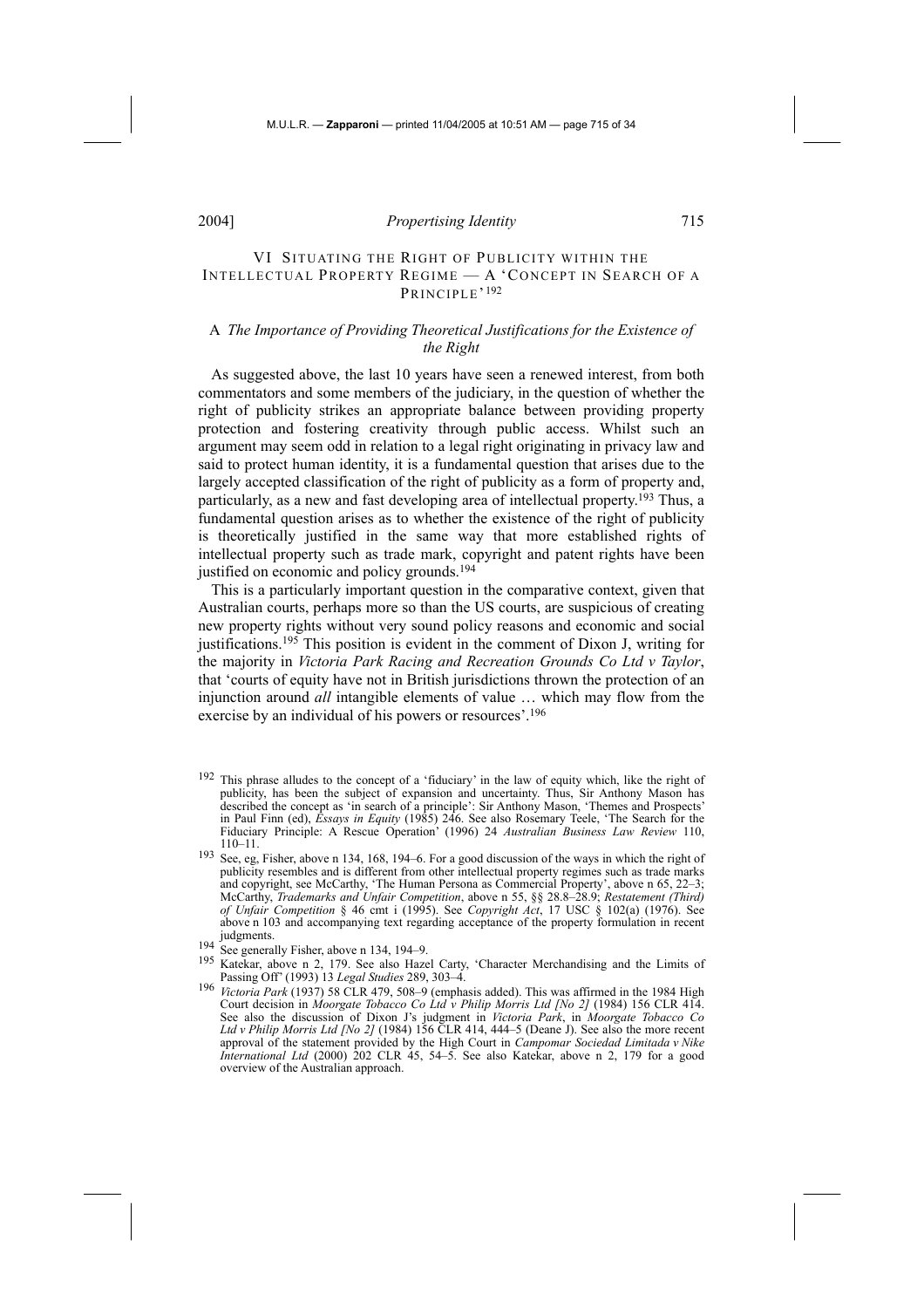## VI SITUATING THE RIGHT OF PUBLICITY WITHIN THE INTELLECTUAL PROPERTY REGIME — A 'CONCEPT IN SEARCH OF A PRINCIPLE'[192]

### A *The Importance of Providing Theoretical Justifications for the Existence of the Right*

As suggested above, the last 10 years have seen a renewed interest, from both commentators and some members of the judiciary, in the question of whether the right of publicity strikes an appropriate balance between providing property protection and fostering creativity through public access. Whilst such an argument may seem odd in relation to a legal right originating in privacy law and said to protect human identity, it is a fundamental question that arises due to the largely accepted classification of the right of publicity as a form of property and, particularly, as a new and fast developing area of intellectual property.[193] Thus, a fundamental question arises as to whether the existence of the right of publicity is theoretically justified in the same way that more established rights of intellectual property such as trade mark, copyright and patent rights have been justified on economic and policy grounds.[194]

This is a particularly important question in the comparative context, given that Australian courts, perhaps more so than the US courts, are suspicious of creating new property rights without very sound policy reasons and economic and social justifications.[195] This position is evident in the comment of Dixon J, writing for the majority in *Victoria Park Racing and Recreation Grounds Co Ltd v Taylor*, that 'courts of equity have not in British jurisdictions thrown the protection of an injunction around *all* intangible elements of value … which may flow from the exercise by an individual of his powers or resources'.[196]

---

[192] This phrase alludes to the concept of a 'fiduciary' in the law of equity which, like the right of publicity, has been the subject of expansion and uncertainty. Thus, Sir Anthony Mason has described the concept as 'in search of a principle': Sir Anthony Mason, 'Themes and Prospects' in Paul Finn (ed), *Essays in Equity* (1985) 246. See also Rosemary Teele, 'The Search for the Fiduciary Principle: A Rescue Operation' (1996) 24 *Australian Business Law Review* 110, 110–11.

[193] See, eg, Fisher, above n 134, 168, 194–6. For a good discussion of the ways in which the right of publicity resembles and is different from other intellectual property regimes such as trade marks and copyright, see McCarthy, 'The Human Persona as Commercial Property', above n 65, 22–3; McCarthy, *Trademarks and Unfair Competition*, above n 55, §§ 28.8–28.9; *Restatement (Third) of Unfair Competition* § 46 cmt i (1995). See *Copyright Act*, 17 USC § 102(a) (1976). See above n 103 and accompanying text regarding acceptance of the property formulation in recent judgments.

[194] See generally Fisher, above n 134, 194–9.

[195] Katekar, above n 2, 179. See also Hazel Carty, 'Character Merchandising and the Limits of Passing Off' (1993) 13 *Legal Studies* 289, 303–4.

[196] *Victoria Park* (1937) 58 CLR 479, 508–9 (emphasis added). This was affirmed in the 1984 High Court decision in *Moorgate Tobacco Co Ltd v Philip Morris Ltd [No 2]* (1984) 156 CLR 414. See also the discussion of Dixon J's judgment in *Victoria Park*, in *Moorgate Tobacco Co Ltd v Philip Morris Ltd [No 2]* (1984) 156 CLR 414, 444–5 (Deane J). See also the more recent approval of the statement provided by the High Court in *Campomar Sociedad Limitada v Nike International Ltd* (2000) 202 CLR 45, 54–5. See also Katekar, above n 2, 179 for a good overview of the Australian approach.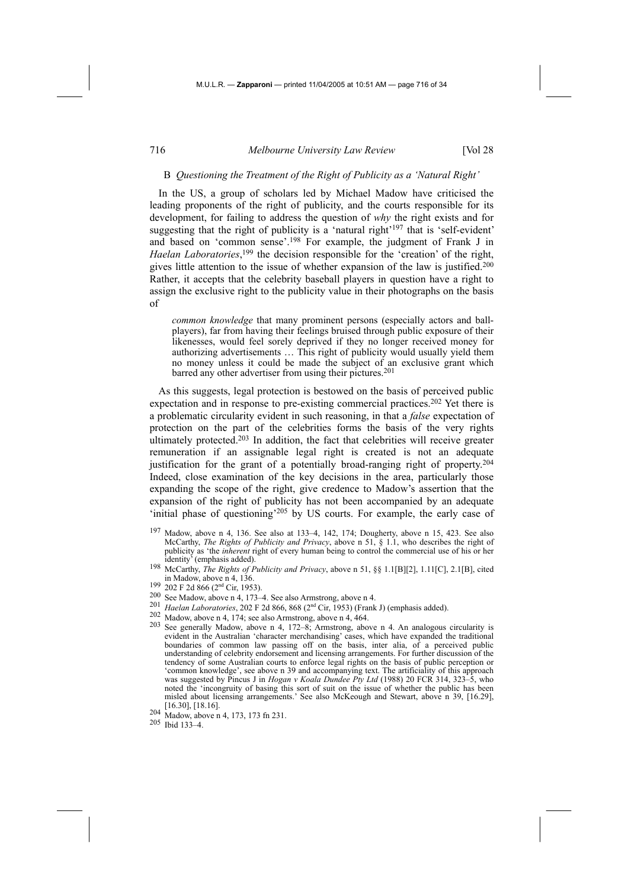### B *Questioning the Treatment of the Right of Publicity as a 'Natural Right'*

In the US, a group of scholars led by Michael Madow have criticised the leading proponents of the right of publicity, and the courts responsible for its development, for failing to address the question of *why* the right exists and for suggesting that the right of publicity is a 'natural right'[197] that is 'self-evident' and based on 'common sense'.[198] For example, the judgment of Frank J in *Haelan Laboratories*,[199] the decision responsible for the 'creation' of the right, gives little attention to the issue of whether expansion of the law is justified.[200] Rather, it accepts that the celebrity baseball players in question have a right to assign the exclusive right to the publicity value in their photographs on the basis of

> *common knowledge* that many prominent persons (especially actors and ball-players), far from having their feelings bruised through public exposure of their likenesses, would feel sorely deprived if they no longer received money for authorizing advertisements … This right of publicity would usually yield them no money unless it could be made the subject of an exclusive grant which barred any other advertiser from using their pictures.[201]

As this suggests, legal protection is bestowed on the basis of perceived public expectation and in response to pre-existing commercial practices.[202] Yet there is a problematic circularity evident in such reasoning, in that a *false* expectation of protection on the part of the celebrities forms the basis of the very rights ultimately protected.[203] In addition, the fact that celebrities will receive greater remuneration if an assignable legal right is created is not an adequate justification for the grant of a potentially broad-ranging right of property.[204] Indeed, close examination of the key decisions in the area, particularly those expanding the scope of the right, give credence to Madow's assertion that the expansion of the right of publicity has not been accompanied by an adequate 'initial phase of questioning'[205] by US courts. For example, the early case of

---

[197] Madow, above n 4, 136. See also at 133–4, 142, 174; Dougherty, above n 15, 423. See also McCarthy, *The Rights of Publicity and Privacy*, above n 51, § 1.1, who describes the right of publicity as 'the *inherent* right of every human being to control the commercial use of his or her identity' (emphasis added).

[198] McCarthy, *The Rights of Publicity and Privacy*, above n 51, §§ 1.1[B][2], 1.11[C], 2.1[B], cited in Madow, above n 4, 136.

[199] 202 F 2d 866 (2nd Cir, 1953).

[200] See Madow, above n 4, 173–4. See also Armstrong, above n 4.

[201] *Haelan Laboratories*, 202 F 2d 866, 868 (2nd Cir, 1953) (Frank J) (emphasis added).

[202] Madow, above n 4, 174; see also Armstrong, above n 4, 464.

[203] See generally Madow, above n 4, 172–8; Armstrong, above n 4. An analogous circularity is evident in the Australian 'character merchandising' cases, which have expanded the traditional boundaries of common law passing off on the basis, inter alia, of a perceived public understanding of celebrity endorsement and licensing arrangements. For further discussion of the tendency of some Australian courts to enforce legal rights on the basis of public perception or 'common knowledge', see above n 39 and accompanying text. The artificiality of this approach was suggested by Pincus J in *Hogan v Koala Dundee Pty Ltd* (1988) 20 FCR 314, 323–5, who noted the 'incongruity of basing this sort of suit on the issue of whether the public has been misled about licensing arrangements.' See also McKeough and Stewart, above n 39, [16.29], [16.30], [18.16].

[204] Madow, above n 4, 173, 173 fn 231.

[205] Ibid 133–4.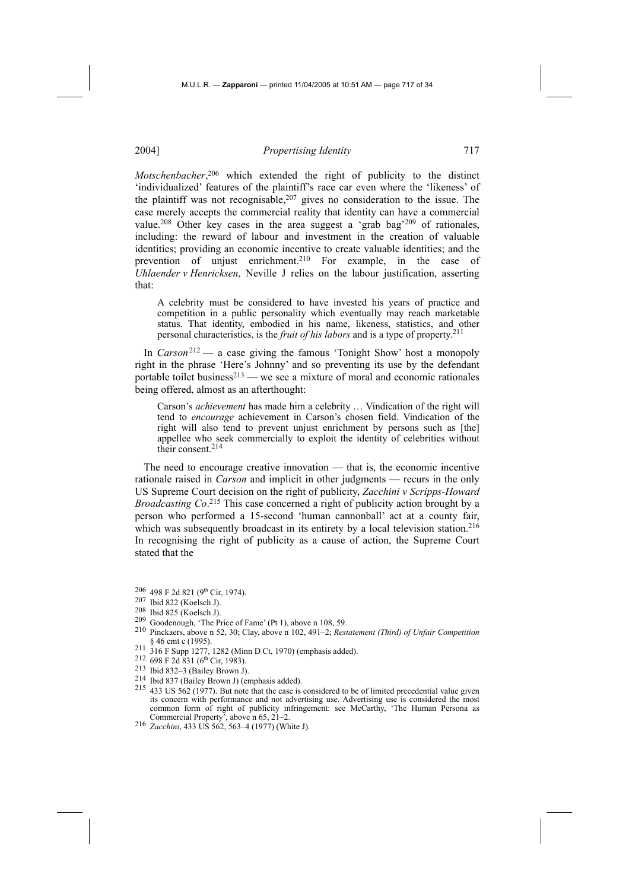*Motschenbacher*,[206] which extended the right of publicity to the distinct 'individualized' features of the plaintiff's race car even where the 'likeness' of the plaintiff was not recognisable,[207] gives no consideration to the issue. The case merely accepts the commercial reality that identity can have a commercial value.[208] Other key cases in the area suggest a 'grab bag'[209] of rationales, including: the reward of labour and investment in the creation of valuable identities; providing an economic incentive to create valuable identities; and the prevention of unjust enrichment.[210] For example, in the case of *Uhlaender v Henricksen*, Neville J relies on the labour justification, asserting that:

> A celebrity must be considered to have invested his years of practice and competition in a public personality which eventually may reach marketable status. That identity, embodied in his name, likeness, statistics, and other personal characteristics, is the *fruit of his labors* and is a type of property.[211]

In *Carson*[212] — a case giving the famous 'Tonight Show' host a monopoly right in the phrase 'Here's Johnny' and so preventing its use by the defendant portable toilet business[213] — we see a mixture of moral and economic rationales being offered, almost as an afterthought:

> Carson's *achievement* has made him a celebrity … Vindication of the right will tend to *encourage* achievement in Carson's chosen field. Vindication of the right will also tend to prevent unjust enrichment by persons such as [the] appellee who seek commercially to exploit the identity of celebrities without their consent.[214]

The need to encourage creative innovation — that is, the economic incentive rationale raised in *Carson* and implicit in other judgments — recurs in the only US Supreme Court decision on the right of publicity, *Zacchini v Scripps-Howard Broadcasting Co*.[215] This case concerned a right of publicity action brought by a person who performed a 15-second 'human cannonball' act at a county fair, which was subsequently broadcast in its entirety by a local television station.[216] In recognising the right of publicity as a cause of action, the Supreme Court stated that the

---

[206] 498 F 2d 821 (9th Cir, 1974).

[207] Ibid 822 (Koelsch J).

[208] Ibid 825 (Koelsch J).

[209] Goodenough, 'The Price of Fame' (Pt 1), above n 108, 59.

[210] Pinckaers, above n 52, 30; Clay, above n 102, 491–2; *Restatement (Third) of Unfair Competition* § 46 cmt c (1995).

[211] 316 F Supp 1277, 1282 (Minn D Ct, 1970) (emphasis added).

[212] 698 F 2d 831 (6th Cir, 1983).

[213] Ibid 832–3 (Bailey Brown J).

[214] Ibid 837 (Bailey Brown J) (emphasis added).

[215] 433 US 562 (1977). But note that the case is considered to be of limited precedential value given its concern with performance and not advertising use. Advertising use is considered the most common form of right of publicity infringement: see McCarthy, 'The Human Persona as Commercial Property', above n 65, 21–2.

[216] *Zacchini*, 433 US 562, 563–4 (1977) (White J).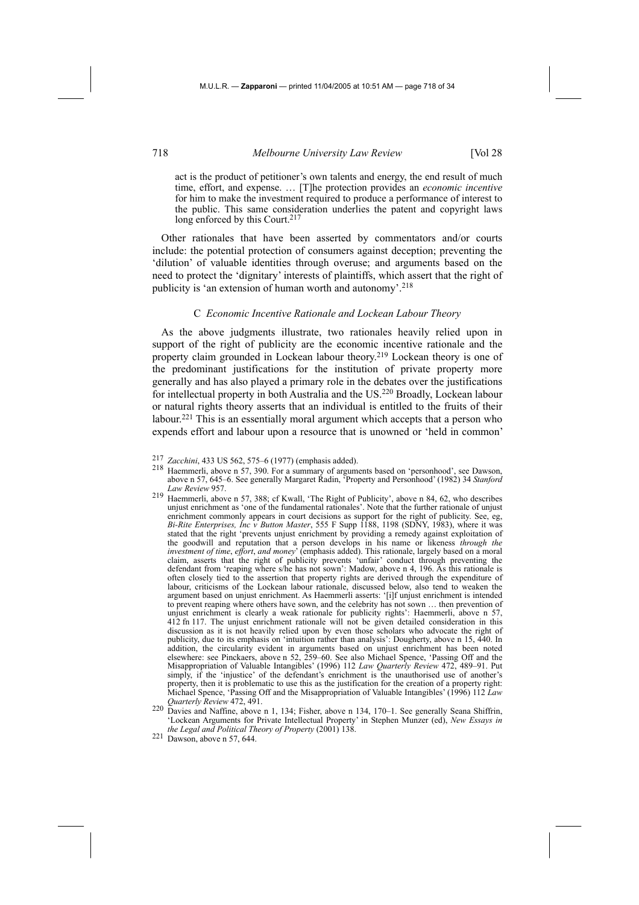act is the product of petitioner's own talents and energy, the end result of much time, effort, and expense. … [T]he protection provides an *economic incentive* for him to make the investment required to produce a performance of interest to the public. This same consideration underlies the patent and copyright laws long enforced by this Court.[217]

Other rationales that have been asserted by commentators and/or courts include: the potential protection of consumers against deception; preventing the 'dilution' of valuable identities through overuse; and arguments based on the need to protect the 'dignitary' interests of plaintiffs, which assert that the right of publicity is 'an extension of human worth and autonomy'.[218]

### C *Economic Incentive Rationale and Lockean Labour Theory*

As the above judgments illustrate, two rationales heavily relied upon in support of the right of publicity are the economic incentive rationale and the property claim grounded in Lockean labour theory.[219] Lockean theory is one of the predominant justifications for the institution of private property more generally and has also played a primary role in the debates over the justifications for intellectual property in both Australia and the US.[220] Broadly, Lockean labour or natural rights theory asserts that an individual is entitled to the fruits of their labour.[221] This is an essentially moral argument which accepts that a person who expends effort and labour upon a resource that is unowned or 'held in common'

---

[217] *Zacchini*, 433 US 562, 575–6 (1977) (emphasis added).

[218] Haemmerli, above n 57, 390. For a summary of arguments based on 'personhood', see Dawson, above n 57, 645–6. See generally Margaret Radin, 'Property and Personhood' (1982) 34 *Stanford Law Review* 957.

[219] Haemmerli, above n 57, 388; cf Kwall, 'The Right of Publicity', above n 84, 62, who describes unjust enrichment as 'one of the fundamental rationales'. Note that the further rationale of unjust enrichment commonly appears in court decisions as support for the right of publicity. See, eg, *Bi-Rite Enterprises, Inc v Button Master*, 555 F Supp 1188, 1198 (SDNY, 1983), where it was stated that the right 'prevents unjust enrichment by providing a remedy against exploitation of the goodwill and reputation that a person develops in his name or likeness *through the investment of time*, *effort*, *and money*' (emphasis added). This rationale, largely based on a moral claim, asserts that the right of publicity prevents 'unfair' conduct through preventing the defendant from 'reaping where s/he has not sown': Madow, above n 4, 196. As this rationale is often closely tied to the assertion that property rights are derived through the expenditure of labour, criticisms of the Lockean labour rationale, discussed below, also tend to weaken the argument based on unjust enrichment. As Haemmerli asserts: '[i]f unjust enrichment is intended to prevent reaping where others have sown, and the celebrity has not sown … then prevention of unjust enrichment is clearly a weak rationale for publicity rights': Haemmerli, above n 57, 412 fn 117. The unjust enrichment rationale will not be given detailed consideration in this discussion as it is not heavily relied upon by even those scholars who advocate the right of publicity, due to its emphasis on 'intuition rather than analysis': Dougherty, above n 15, 440. In addition, the circularity evident in arguments based on unjust enrichment has been noted elsewhere: see Pinckaers, above n 52, 259–60. See also Michael Spence, 'Passing Off and the Misappropriation of Valuable Intangibles' (1996) 112 *Law Quarterly Review* 472, 489–91. Put simply, if the 'injustice' of the defendant's enrichment is the unauthorised use of another's property, then it is problematic to use this as the justification for the creation of a property right: Michael Spence, 'Passing Off and the Misappropriation of Valuable Intangibles' (1996) 112 *Law Quarterly Review* 472, 491.

[220] Davies and Naffine, above n 1, 134; Fisher, above n 134, 170–1. See generally Seana Shiffrin, 'Lockean Arguments for Private Intellectual Property' in Stephen Munzer (ed), *New Essays in the Legal and Political Theory of Property* (2001) 138.

[221] Dawson, above n 57, 644.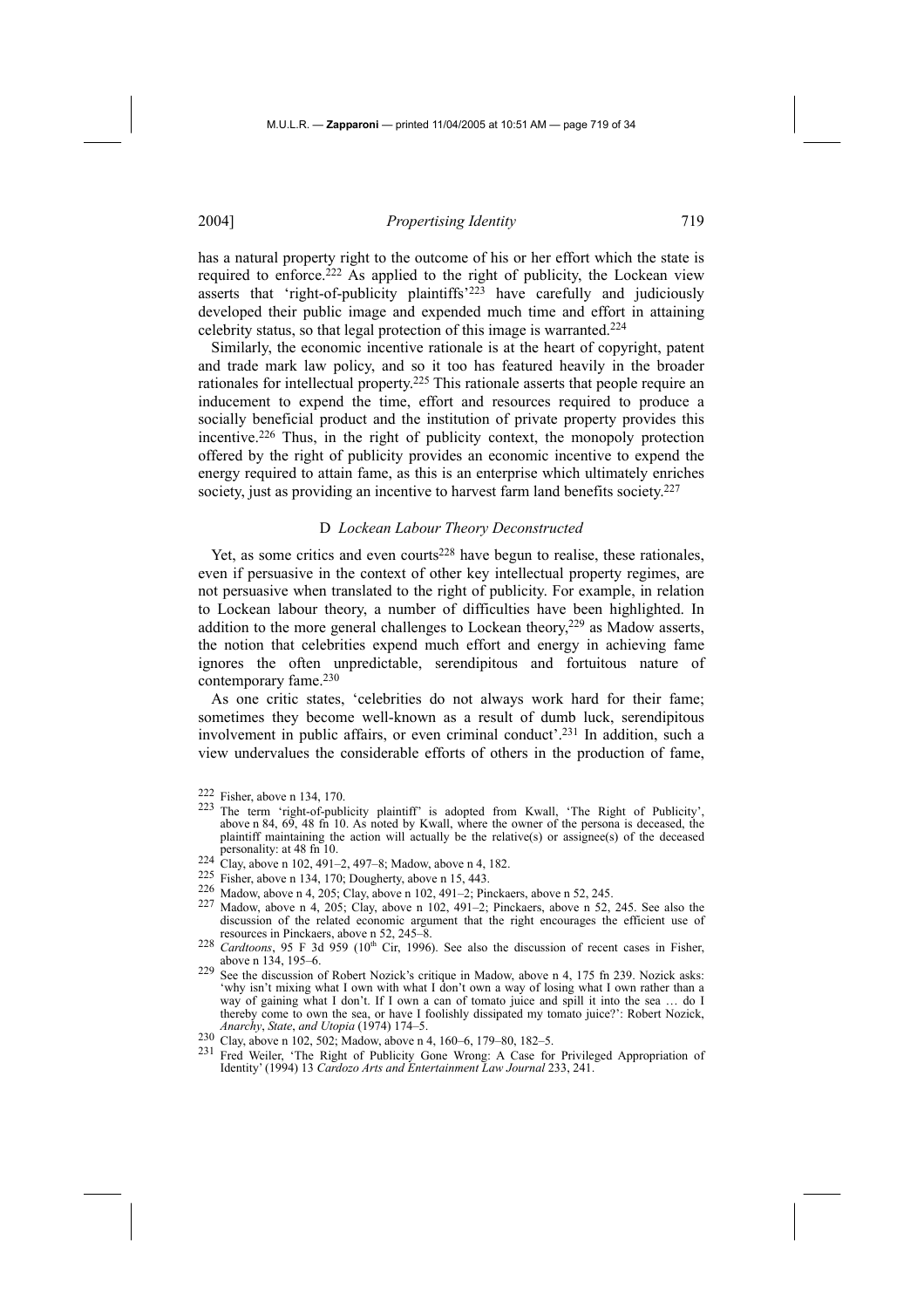has a natural property right to the outcome of his or her effort which the state is required to enforce.[222] As applied to the right of publicity, the Lockean view asserts that 'right-of-publicity plaintiffs'[223] have carefully and judiciously developed their public image and expended much time and effort in attaining celebrity status, so that legal protection of this image is warranted.[224]

Similarly, the economic incentive rationale is at the heart of copyright, patent and trade mark law policy, and so it too has featured heavily in the broader rationales for intellectual property.[225] This rationale asserts that people require an inducement to expend the time, effort and resources required to produce a socially beneficial product and the institution of private property provides this incentive.[226] Thus, in the right of publicity context, the monopoly protection offered by the right of publicity provides an economic incentive to expend the energy required to attain fame, as this is an enterprise which ultimately enriches society, just as providing an incentive to harvest farm land benefits society.[227]

### D *Lockean Labour Theory Deconstructed*

Yet, as some critics and even courts[228] have begun to realise, these rationales, even if persuasive in the context of other key intellectual property regimes, are not persuasive when translated to the right of publicity. For example, in relation to Lockean labour theory, a number of difficulties have been highlighted. In addition to the more general challenges to Lockean theory,[229] as Madow asserts, the notion that celebrities expend much effort and energy in achieving fame ignores the often unpredictable, serendipitous and fortuitous nature of contemporary fame.[230]

As one critic states, 'celebrities do not always work hard for their fame; sometimes they become well-known as a result of dumb luck, serendipitous involvement in public affairs, or even criminal conduct'.[231] In addition, such a view undervalues the considerable efforts of others in the production of fame,

---

[222] Fisher, above n 134, 170.

[223] The term 'right-of-publicity plaintiff' is adopted from Kwall, 'The Right of Publicity', above n 84, 69, 48 fn 10. As noted by Kwall, where the owner of the persona is deceased, the plaintiff maintaining the action will actually be the relative(s) or assignee(s) of the deceased personality: at 48 fn 10.

[224] Clay, above n 102, 491–2, 497–8; Madow, above n 4, 182.

[225] Fisher, above n 134, 170; Dougherty, above n 15, 443.

[226] Madow, above n 4, 205; Clay, above n 102, 491–2; Pinckaers, above n 52, 245.

[227] Madow, above n 4, 205; Clay, above n 102, 491–2; Pinckaers, above n 52, 245. See also the discussion of the related economic argument that the right encourages the efficient use of resources in Pinckaers, above n 52, 245–8.

[228] *Cardtoons*, 95 F 3d 959 (10th Cir, 1996). See also the discussion of recent cases in Fisher, above n 134, 195–6.

[229] See the discussion of Robert Nozick's critique in Madow, above n 4, 175 fn 239. Nozick asks: 'why isn't mixing what I own with what I don't own a way of losing what I own rather than a way of gaining what I don't. If I own a can of tomato juice and spill it into the sea … do I thereby come to own the sea, or have I foolishly dissipated my tomato juice?': Robert Nozick, *Anarchy*, *State*, *and Utopia* (1974) 174–5.

[230] Clay, above n 102, 502; Madow, above n 4, 160–6, 179–80, 182–5.

[231] Fred Weiler, 'The Right of Publicity Gone Wrong: A Case for Privileged Appropriation of Identity' (1994) 13 *Cardozo Arts and Entertainment Law Journal* 233, 241.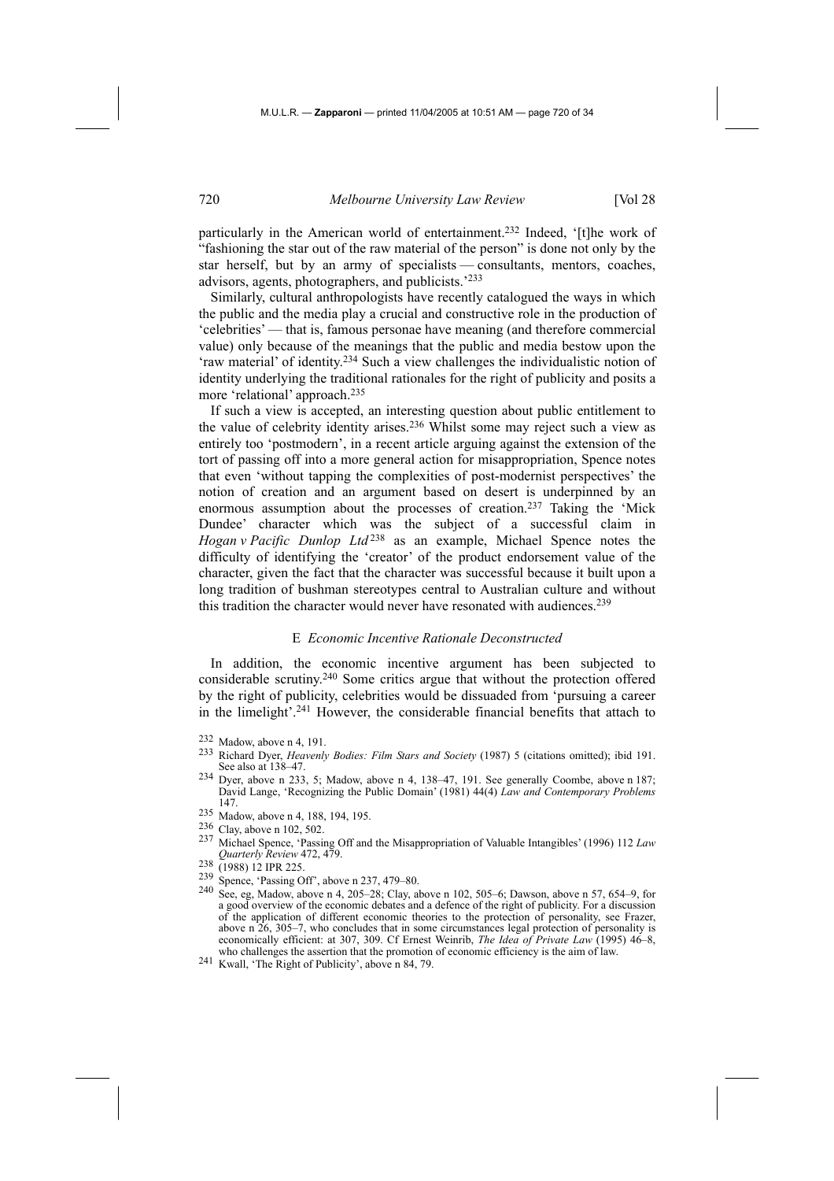particularly in the American world of entertainment.[232] Indeed, '[t]he work of "fashioning the star out of the raw material of the person" is done not only by the star herself, but by an army of specialists — consultants, mentors, coaches, advisors, agents, photographers, and publicists.'[233]

Similarly, cultural anthropologists have recently catalogued the ways in which the public and the media play a crucial and constructive role in the production of 'celebrities' — that is, famous personae have meaning (and therefore commercial value) only because of the meanings that the public and media bestow upon the 'raw material' of identity.[234] Such a view challenges the individualistic notion of identity underlying the traditional rationales for the right of publicity and posits a more 'relational' approach.[235]

If such a view is accepted, an interesting question about public entitlement to the value of celebrity identity arises.[236] Whilst some may reject such a view as entirely too 'postmodern', in a recent article arguing against the extension of the tort of passing off into a more general action for misappropriation, Spence notes that even 'without tapping the complexities of post-modernist perspectives' the notion of creation and an argument based on desert is underpinned by an enormous assumption about the processes of creation.[237] Taking the 'Mick Dundee' character which was the subject of a successful claim in *Hogan v Pacific Dunlop Ltd*[238] as an example, Michael Spence notes the difficulty of identifying the 'creator' of the product endorsement value of the character, given the fact that the character was successful because it built upon a long tradition of bushman stereotypes central to Australian culture and without this tradition the character would never have resonated with audiences.[239]

### E *Economic Incentive Rationale Deconstructed*

In addition, the economic incentive argument has been subjected to considerable scrutiny.[240] Some critics argue that without the protection offered by the right of publicity, celebrities would be dissuaded from 'pursuing a career in the limelight'.[241] However, the considerable financial benefits that attach to

---

[232] Madow, above n 4, 191.

[233] Richard Dyer, *Heavenly Bodies: Film Stars and Society* (1987) 5 (citations omitted); ibid 191. See also at 138–47.

[234] Dyer, above n 233, 5; Madow, above n 4, 138–47, 191. See generally Coombe, above n 187; David Lange, 'Recognizing the Public Domain' (1981) 44(4) *Law and Contemporary Problems* 147.

[235] Madow, above n 4, 188, 194, 195.

[236] Clay, above n 102, 502.

[237] Michael Spence, 'Passing Off and the Misappropriation of Valuable Intangibles' (1996) 112 *Law Quarterly Review* 472, 479.

[238] (1988) 12 IPR 225.

[239] Spence, 'Passing Off', above n 237, 479–80.

[240] See, eg, Madow, above n 4, 205–28; Clay, above n 102, 505–6; Dawson, above n 57, 654–9, for a good overview of the economic debates and a defence of the right of publicity. For a discussion of the application of different economic theories to the protection of personality, see Frazer, above n 26, 305–7, who concludes that in some circumstances legal protection of personality is economically efficient: at 307, 309. Cf Ernest Weinrib, *The Idea of Private Law* (1995) 46–8, who challenges the assertion that the promotion of economic efficiency is the aim of law.

[241] Kwall, 'The Right of Publicity', above n 84, 79.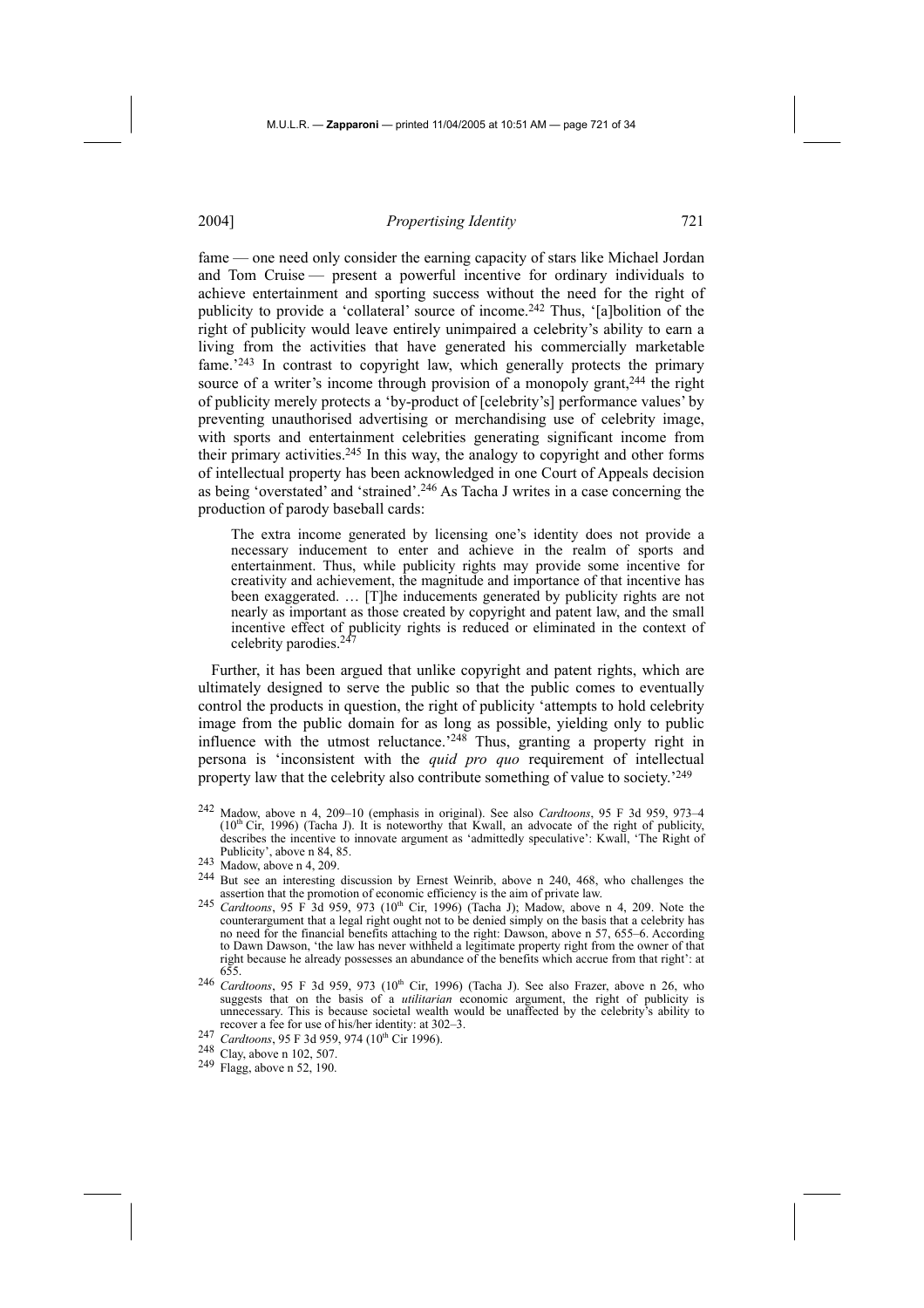fame — one need only consider the earning capacity of stars like Michael Jordan and Tom Cruise — present a powerful incentive for ordinary individuals to achieve entertainment and sporting success without the need for the right of publicity to provide a 'collateral' source of income.[242] Thus, '[a]bolition of the right of publicity would leave entirely unimpaired a celebrity's ability to earn a living from the activities that have generated his commercially marketable fame.'[243] In contrast to copyright law, which generally protects the primary source of a writer's income through provision of a monopoly grant,[244] the right of publicity merely protects a 'by-product of [celebrity's] performance values' by preventing unauthorised advertising or merchandising use of celebrity image, with sports and entertainment celebrities generating significant income from their primary activities.[245] In this way, the analogy to copyright and other forms of intellectual property has been acknowledged in one Court of Appeals decision as being 'overstated' and 'strained'.[246] As Tacha J writes in a case concerning the production of parody baseball cards:

> The extra income generated by licensing one's identity does not provide a necessary inducement to enter and achieve in the realm of sports and entertainment. Thus, while publicity rights may provide some incentive for creativity and achievement, the magnitude and importance of that incentive has been exaggerated. … [T]he inducements generated by publicity rights are not nearly as important as those created by copyright and patent law, and the small incentive effect of publicity rights is reduced or eliminated in the context of celebrity parodies.[247]

Further, it has been argued that unlike copyright and patent rights, which are ultimately designed to serve the public so that the public comes to eventually control the products in question, the right of publicity 'attempts to hold celebrity image from the public domain for as long as possible, yielding only to public influence with the utmost reluctance.'[248] Thus, granting a property right in persona is 'inconsistent with the *quid pro quo* requirement of intellectual property law that the celebrity also contribute something of value to society.'[249]

---

[242] Madow, above n 4, 209–10 (emphasis in original). See also *Cardtoons*, 95 F 3d 959, 973–4 (10th Cir, 1996) (Tacha J). It is noteworthy that Kwall, an advocate of the right of publicity, describes the incentive to innovate argument as 'admittedly speculative': Kwall, 'The Right of Publicity', above n 84, 85.

[243] Madow, above n 4, 209.

[244] But see an interesting discussion by Ernest Weinrib, above n 240, 468, who challenges the assertion that the promotion of economic efficiency is the aim of private law.

[245] *Cardtoons*, 95 F 3d 959, 973 (10th Cir, 1996) (Tacha J); Madow, above n 4, 209. Note the counterargument that a legal right ought not to be denied simply on the basis that a celebrity has no need for the financial benefits attaching to the right: Dawson, above n 57, 655–6. According to Dawn Dawson, 'the law has never withheld a legitimate property right from the owner of that right because he already possesses an abundance of the benefits which accrue from that right': at 655.

[246] *Cardtoons*, 95 F 3d 959, 973 (10th Cir, 1996) (Tacha J). See also Frazer, above n 26, who suggests that on the basis of a *utilitarian* economic argument, the right of publicity is unnecessary. This is because societal wealth would be unaffected by the celebrity's ability to recover a fee for use of his/her identity: at 302–3.

[247] *Cardtoons*, 95 F 3d 959, 974 (10th Cir 1996).

[248] Clay, above n 102, 507.

[249] Flagg, above n 52, 190.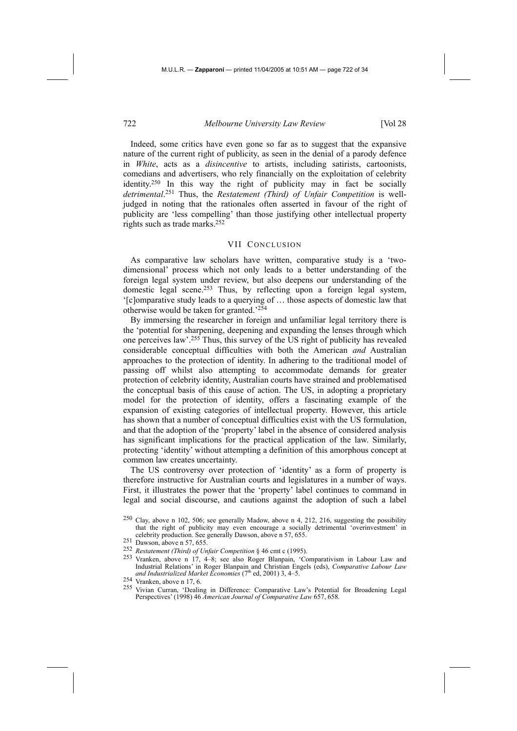Indeed, some critics have even gone so far as to suggest that the expansive nature of the current right of publicity, as seen in the denial of a parody defence in *White*, acts as a *disincentive* to artists, including satirists, cartoonists, comedians and advertisers, who rely financially on the exploitation of celebrity identity.[250] In this way the right of publicity may in fact be socially *detrimental*.[251] Thus, the *Restatement (Third) of Unfair Competition* is well-judged in noting that the rationales often asserted in favour of the right of publicity are 'less compelling' than those justifying other intellectual property rights such as trade marks.[252]

## VII CONCLUSION

As comparative law scholars have written, comparative study is a 'two-dimensional' process which not only leads to a better understanding of the foreign legal system under review, but also deepens our understanding of the domestic legal scene.[253] Thus, by reflecting upon a foreign legal system, '[c]omparative study leads to a querying of … those aspects of domestic law that otherwise would be taken for granted.'[254]

By immersing the researcher in foreign and unfamiliar legal territory there is the 'potential for sharpening, deepening and expanding the lenses through which one perceives law'.[255] Thus, this survey of the US right of publicity has revealed considerable conceptual difficulties with both the American *and* Australian approaches to the protection of identity. In adhering to the traditional model of passing off whilst also attempting to accommodate demands for greater protection of celebrity identity, Australian courts have strained and problematised the conceptual basis of this cause of action. The US, in adopting a proprietary model for the protection of identity, offers a fascinating example of the expansion of existing categories of intellectual property. However, this article has shown that a number of conceptual difficulties exist with the US formulation, and that the adoption of the 'property' label in the absence of considered analysis has significant implications for the practical application of the law. Similarly, protecting 'identity' without attempting a definition of this amorphous concept at common law creates uncertainty.

The US controversy over protection of 'identity' as a form of property is therefore instructive for Australian courts and legislatures in a number of ways. First, it illustrates the power that the 'property' label continues to command in legal and social discourse, and cautions against the adoption of such a label

---

[250] Clay, above n 102, 506; see generally Madow, above n 4, 212, 216, suggesting the possibility that the right of publicity may even encourage a socially detrimental 'overinvestment' in celebrity production. See generally Dawson, above n 57, 655.

[251] Dawson, above n 57, 655.

[252] *Restatement (Third) of Unfair Competition* § 46 cmt c (1995).

[253] Vranken, above n 17, 4–8; see also Roger Blanpain, 'Comparativism in Labour Law and Industrial Relations' in Roger Blanpain and Christian Engels (eds), *Comparative Labour Law and Industrialized Market Economies* (7th ed, 2001) 3, 4–5.

[254] Vranken, above n 17, 6.

[255] Vivian Curran, 'Dealing in Difference: Comparative Law's Potential for Broadening Legal Perspectives' (1998) 46 *American Journal of Comparative Law* 657, 658.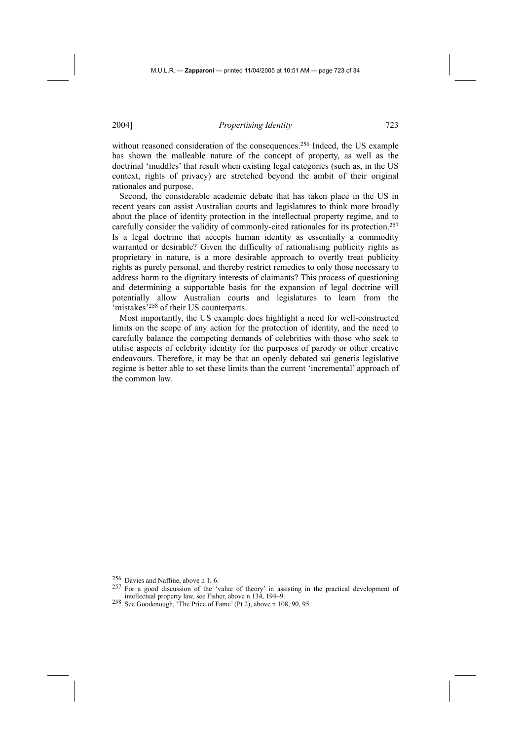without reasoned consideration of the consequences.[256] Indeed, the US example has shown the malleable nature of the concept of property, as well as the doctrinal 'muddles' that result when existing legal categories (such as, in the US context, rights of privacy) are stretched beyond the ambit of their original rationales and purpose.

Second, the considerable academic debate that has taken place in the US in recent years can assist Australian courts and legislatures to think more broadly about the place of identity protection in the intellectual property regime, and to carefully consider the validity of commonly-cited rationales for its protection.[257] Is a legal doctrine that accepts human identity as essentially a commodity warranted or desirable? Given the difficulty of rationalising publicity rights as proprietary in nature, is a more desirable approach to overtly treat publicity rights as purely personal, and thereby restrict remedies to only those necessary to address harm to the dignitary interests of claimants? This process of questioning and determining a supportable basis for the expansion of legal doctrine will potentially allow Australian courts and legislatures to learn from the 'mistakes'[258] of their US counterparts.

Most importantly, the US example does highlight a need for well-constructed limits on the scope of any action for the protection of identity, and the need to carefully balance the competing demands of celebrities with those who seek to utilise aspects of celebrity identity for the purposes of parody or other creative endeavours. Therefore, it may be that an openly debated sui generis legislative regime is better able to set these limits than the current 'incremental' approach of the common law.

---

[256] Davies and Naffine, above n 1, 6.

[257] For a good discussion of the 'value of theory' in assisting in the practical development of intellectual property law, see Fisher, above n 134, 194–9.

[258] See Goodenough, 'The Price of Fame' (Pt 2), above n 108, 90, 95.